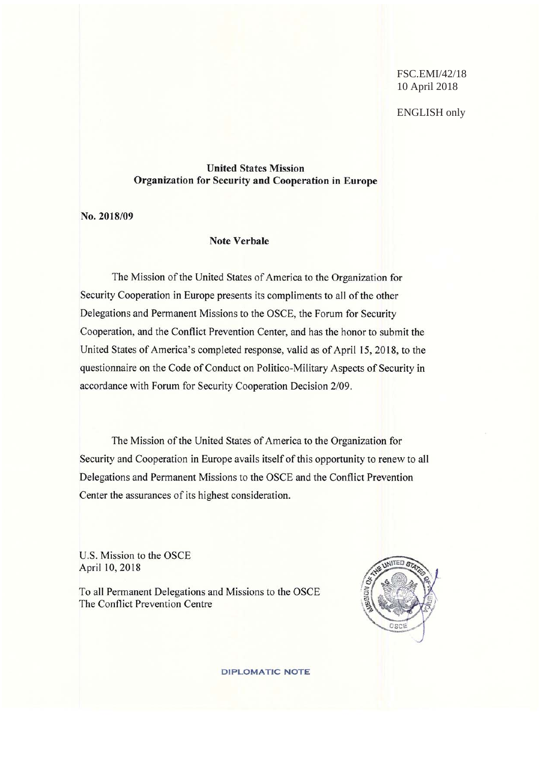FSC.EMI/42/18
10 April 2018

ENGLISH only

**United States Mission**
**Organization for Security and Cooperation in Europe**

**No. 2018/09**

**Note Verbale**

The Mission of the United States of America to the Organization for Security Cooperation in Europe presents its compliments to all of the other Delegations and Permanent Missions to the OSCE, the Forum for Security Cooperation, and the Conflict Prevention Center, and has the honor to submit the United States of America's completed response, valid as of April 15, 2018, to the questionnaire on the Code of Conduct on Politico-Military Aspects of Security in accordance with Forum for Security Cooperation Decision 2/09.

The Mission of the United States of America to the Organization for Security and Cooperation in Europe avails itself of this opportunity to renew to all Delegations and Permanent Missions to the OSCE and the Conflict Prevention Center the assurances of its highest consideration.

U.S. Mission to the OSCE
April 10, 2018

To all Permanent Delegations and Missions to the OSCE
The Conflict Prevention Centre

DIPLOMATIC NOTE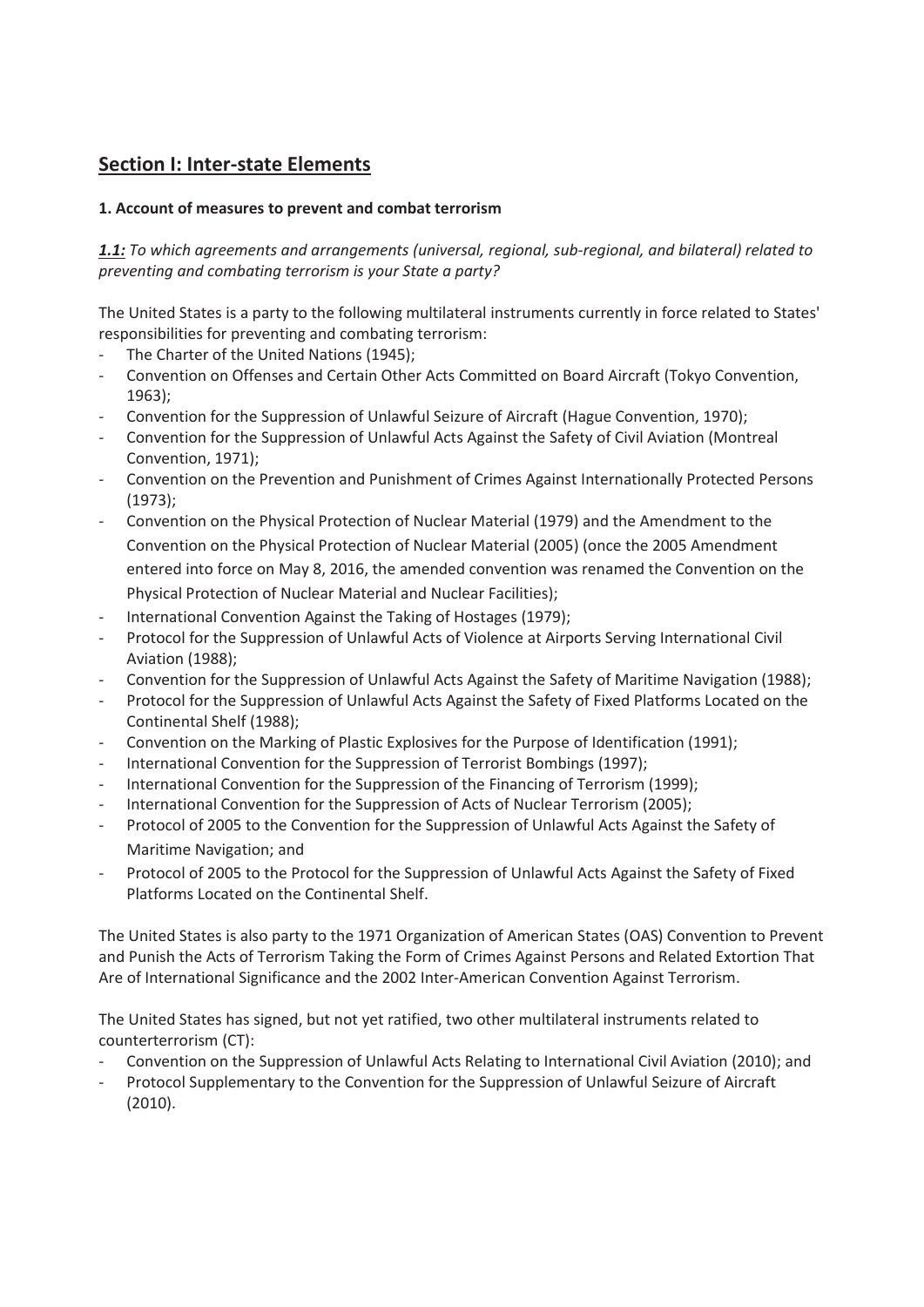## Section I: Inter-state Elements

### 1. Account of measures to prevent and combat terrorism

***1.1:*** *To which agreements and arrangements (universal, regional, sub-regional, and bilateral) related to preventing and combating terrorism is your State a party?*

The United States is a party to the following multilateral instruments currently in force related to States' responsibilities for preventing and combating terrorism:

- The Charter of the United Nations (1945);
- Convention on Offenses and Certain Other Acts Committed on Board Aircraft (Tokyo Convention, 1963);
- Convention for the Suppression of Unlawful Seizure of Aircraft (Hague Convention, 1970);
- Convention for the Suppression of Unlawful Acts Against the Safety of Civil Aviation (Montreal Convention, 1971);
- Convention on the Prevention and Punishment of Crimes Against Internationally Protected Persons (1973);
- Convention on the Physical Protection of Nuclear Material (1979) and the Amendment to the Convention on the Physical Protection of Nuclear Material (2005) (once the 2005 Amendment entered into force on May 8, 2016, the amended convention was renamed the Convention on the Physical Protection of Nuclear Material and Nuclear Facilities);
- International Convention Against the Taking of Hostages (1979);
- Protocol for the Suppression of Unlawful Acts of Violence at Airports Serving International Civil Aviation (1988);
- Convention for the Suppression of Unlawful Acts Against the Safety of Maritime Navigation (1988);
- Protocol for the Suppression of Unlawful Acts Against the Safety of Fixed Platforms Located on the Continental Shelf (1988);
- Convention on the Marking of Plastic Explosives for the Purpose of Identification (1991);
- International Convention for the Suppression of Terrorist Bombings (1997);
- International Convention for the Suppression of the Financing of Terrorism (1999);
- International Convention for the Suppression of Acts of Nuclear Terrorism (2005);
- Protocol of 2005 to the Convention for the Suppression of Unlawful Acts Against the Safety of Maritime Navigation; and
- Protocol of 2005 to the Protocol for the Suppression of Unlawful Acts Against the Safety of Fixed Platforms Located on the Continental Shelf.

The United States is also party to the 1971 Organization of American States (OAS) Convention to Prevent and Punish the Acts of Terrorism Taking the Form of Crimes Against Persons and Related Extortion That Are of International Significance and the 2002 Inter-American Convention Against Terrorism.

The United States has signed, but not yet ratified, two other multilateral instruments related to counterterrorism (CT):

- Convention on the Suppression of Unlawful Acts Relating to International Civil Aviation (2010); and
- Protocol Supplementary to the Convention for the Suppression of Unlawful Seizure of Aircraft (2010).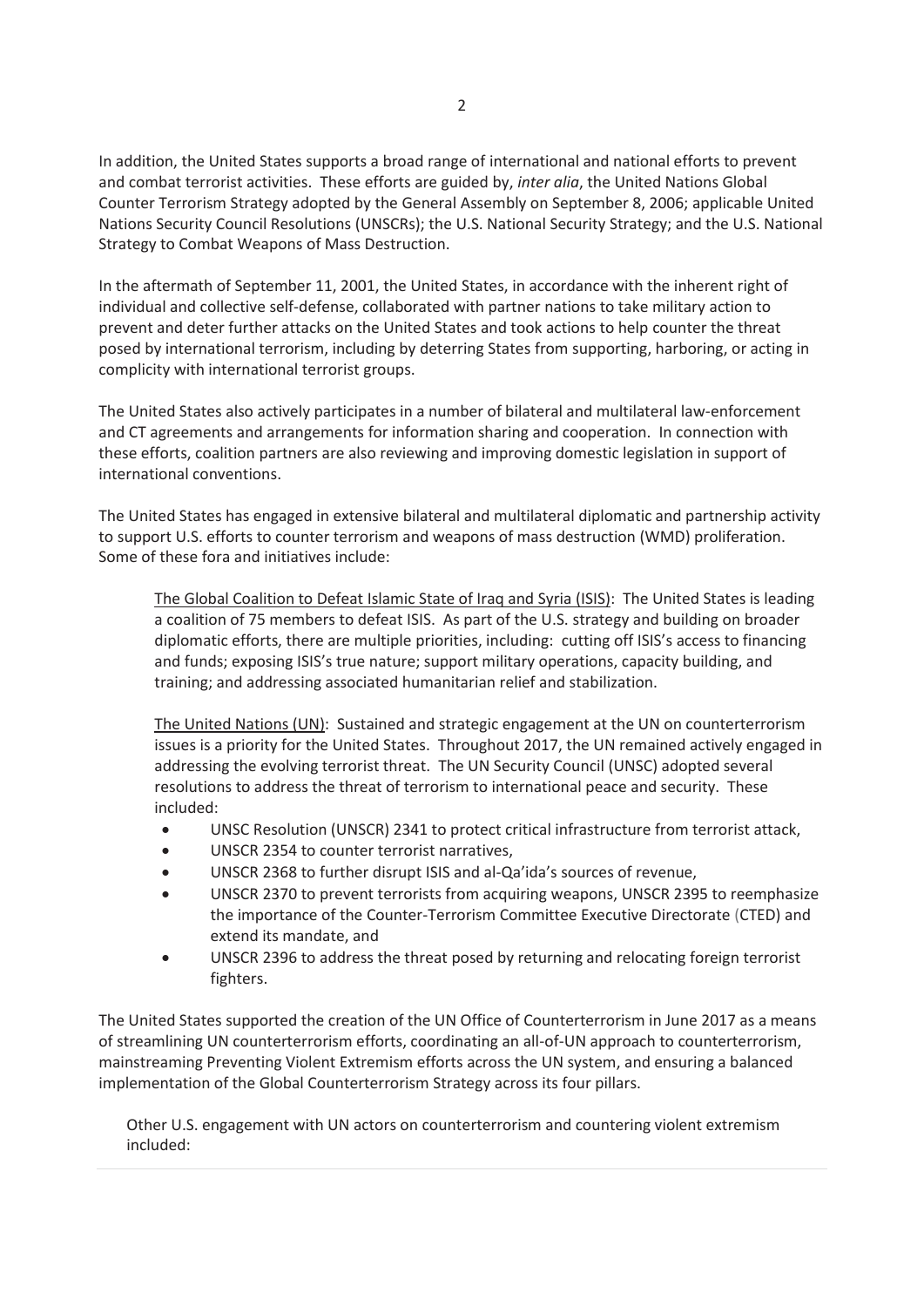In addition, the United States supports a broad range of international and national efforts to prevent and combat terrorist activities. These efforts are guided by, *inter alia*, the United Nations Global Counter Terrorism Strategy adopted by the General Assembly on September 8, 2006; applicable United Nations Security Council Resolutions (UNSCRs); the U.S. National Security Strategy; and the U.S. National Strategy to Combat Weapons of Mass Destruction.

In the aftermath of September 11, 2001, the United States, in accordance with the inherent right of individual and collective self-defense, collaborated with partner nations to take military action to prevent and deter further attacks on the United States and took actions to help counter the threat posed by international terrorism, including by deterring States from supporting, harboring, or acting in complicity with international terrorist groups.

The United States also actively participates in a number of bilateral and multilateral law-enforcement and CT agreements and arrangements for information sharing and cooperation. In connection with these efforts, coalition partners are also reviewing and improving domestic legislation in support of international conventions.

The United States has engaged in extensive bilateral and multilateral diplomatic and partnership activity to support U.S. efforts to counter terrorism and weapons of mass destruction (WMD) proliferation. Some of these fora and initiatives include:

The Global Coalition to Defeat Islamic State of Iraq and Syria (ISIS): The United States is leading a coalition of 75 members to defeat ISIS. As part of the U.S. strategy and building on broader diplomatic efforts, there are multiple priorities, including: cutting off ISIS's access to financing and funds; exposing ISIS's true nature; support military operations, capacity building, and training; and addressing associated humanitarian relief and stabilization.

The United Nations (UN): Sustained and strategic engagement at the UN on counterterrorism issues is a priority for the United States. Throughout 2017, the UN remained actively engaged in addressing the evolving terrorist threat. The UN Security Council (UNSC) adopted several resolutions to address the threat of terrorism to international peace and security. These included:

- UNSC Resolution (UNSCR) 2341 to protect critical infrastructure from terrorist attack,
- UNSCR 2354 to counter terrorist narratives,
- UNSCR 2368 to further disrupt ISIS and al-Qa'ida's sources of revenue,
- UNSCR 2370 to prevent terrorists from acquiring weapons, UNSCR 2395 to reemphasize the importance of the Counter-Terrorism Committee Executive Directorate (CTED) and extend its mandate, and
- UNSCR 2396 to address the threat posed by returning and relocating foreign terrorist fighters.

The United States supported the creation of the UN Office of Counterterrorism in June 2017 as a means of streamlining UN counterterrorism efforts, coordinating an all-of-UN approach to counterterrorism, mainstreaming Preventing Violent Extremism efforts across the UN system, and ensuring a balanced implementation of the Global Counterterrorism Strategy across its four pillars.

Other U.S. engagement with UN actors on counterterrorism and countering violent extremism included: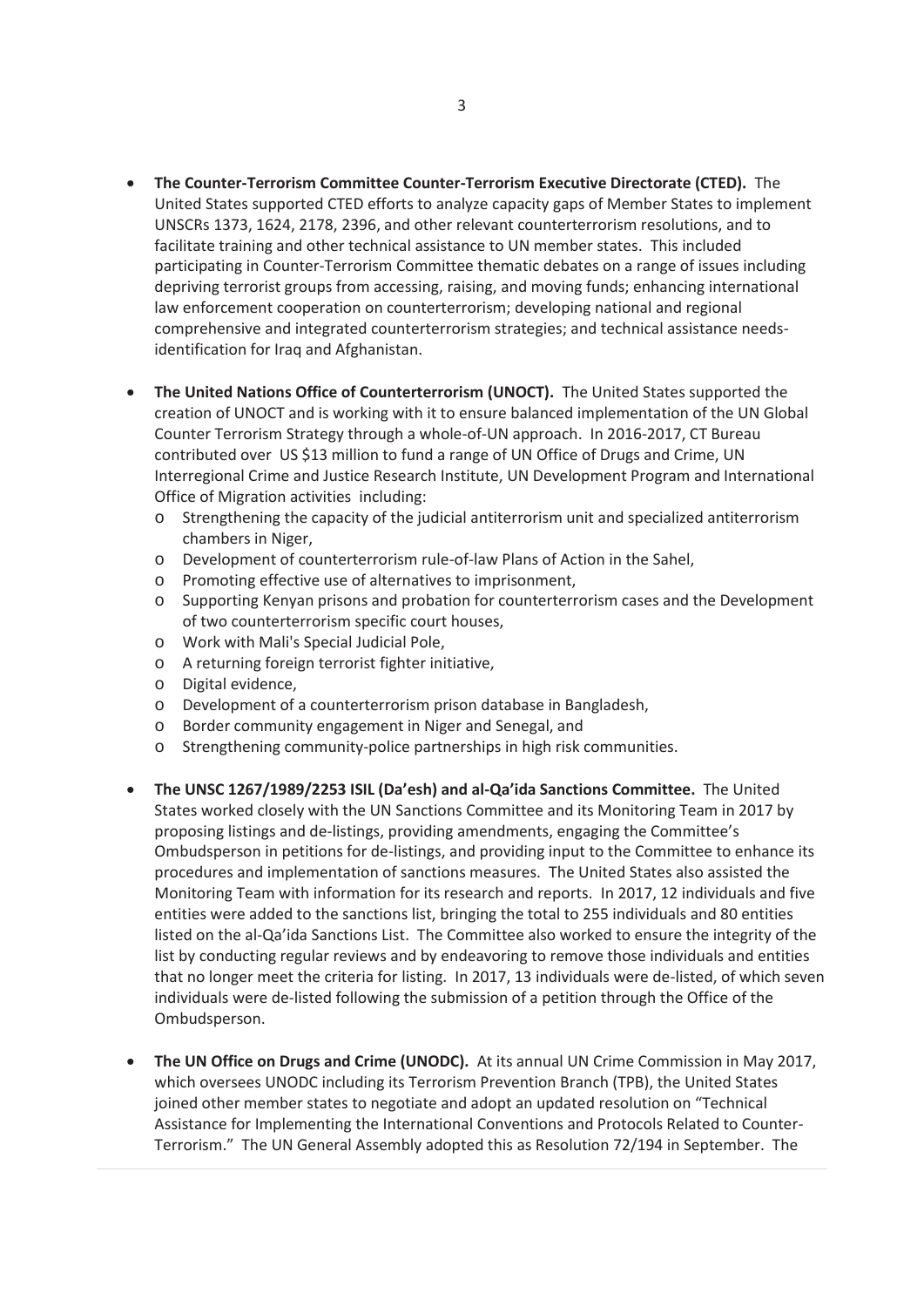- **The Counter-Terrorism Committee Counter-Terrorism Executive Directorate (CTED).** The United States supported CTED efforts to analyze capacity gaps of Member States to implement UNSCRs 1373, 1624, 2178, 2396, and other relevant counterterrorism resolutions, and to facilitate training and other technical assistance to UN member states. This included participating in Counter-Terrorism Committee thematic debates on a range of issues including depriving terrorist groups from accessing, raising, and moving funds; enhancing international law enforcement cooperation on counterterrorism; developing national and regional comprehensive and integrated counterterrorism strategies; and technical assistance needs-identification for Iraq and Afghanistan.

- **The United Nations Office of Counterterrorism (UNOCT).** The United States supported the creation of UNOCT and is working with it to ensure balanced implementation of the UN Global Counter Terrorism Strategy through a whole-of-UN approach. In 2016-2017, CT Bureau contributed over US $13 million to fund a range of UN Office of Drugs and Crime, UN Interregional Crime and Justice Research Institute, UN Development Program and International Office of Migration activities including:
  - Strengthening the capacity of the judicial antiterrorism unit and specialized antiterrorism chambers in Niger,
  - Development of counterterrorism rule-of-law Plans of Action in the Sahel,
  - Promoting effective use of alternatives to imprisonment,
  - Supporting Kenyan prisons and probation for counterterrorism cases and the Development of two counterterrorism specific court houses,
  - Work with Mali's Special Judicial Pole,
  - A returning foreign terrorist fighter initiative,
  - Digital evidence,
  - Development of a counterterrorism prison database in Bangladesh,
  - Border community engagement in Niger and Senegal, and
  - Strengthening community-police partnerships in high risk communities.

- **The UNSC 1267/1989/2253 ISIL (Da'esh) and al-Qa'ida Sanctions Committee.** The United States worked closely with the UN Sanctions Committee and its Monitoring Team in 2017 by proposing listings and de-listings, providing amendments, engaging the Committee's Ombudsperson in petitions for de-listings, and providing input to the Committee to enhance its procedures and implementation of sanctions measures. The United States also assisted the Monitoring Team with information for its research and reports. In 2017, 12 individuals and five entities were added to the sanctions list, bringing the total to 255 individuals and 80 entities listed on the al-Qa'ida Sanctions List. The Committee also worked to ensure the integrity of the list by conducting regular reviews and by endeavoring to remove those individuals and entities that no longer meet the criteria for listing. In 2017, 13 individuals were de-listed, of which seven individuals were de-listed following the submission of a petition through the Office of the Ombudsperson.

- **The UN Office on Drugs and Crime (UNODC).** At its annual UN Crime Commission in May 2017, which oversees UNODC including its Terrorism Prevention Branch (TPB), the United States joined other member states to negotiate and adopt an updated resolution on "Technical Assistance for Implementing the International Conventions and Protocols Related to Counter-Terrorism." The UN General Assembly adopted this as Resolution 72/194 in September. The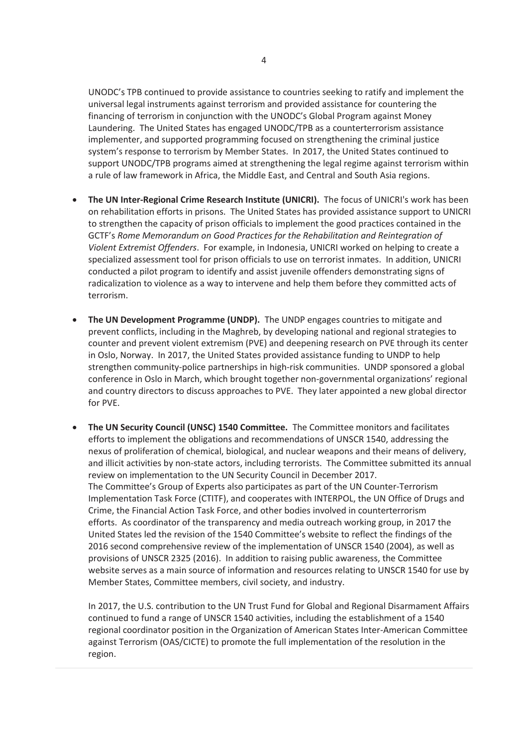UNODC's TPB continued to provide assistance to countries seeking to ratify and implement the universal legal instruments against terrorism and provided assistance for countering the financing of terrorism in conjunction with the UNODC's Global Program against Money Laundering. The United States has engaged UNODC/TPB as a counterterrorism assistance implementer, and supported programming focused on strengthening the criminal justice system's response to terrorism by Member States. In 2017, the United States continued to support UNODC/TPB programs aimed at strengthening the legal regime against terrorism within a rule of law framework in Africa, the Middle East, and Central and South Asia regions.

- **The UN Inter-Regional Crime Research Institute (UNICRI).** The focus of UNICRI's work has been on rehabilitation efforts in prisons. The United States has provided assistance support to UNICRI to strengthen the capacity of prison officials to implement the good practices contained in the GCTF's *Rome Memorandum on Good Practices for the Rehabilitation and Reintegration of Violent Extremist Offenders*. For example, in Indonesia, UNICRI worked on helping to create a specialized assessment tool for prison officials to use on terrorist inmates. In addition, UNICRI conducted a pilot program to identify and assist juvenile offenders demonstrating signs of radicalization to violence as a way to intervene and help them before they committed acts of terrorism.

- **The UN Development Programme (UNDP).** The UNDP engages countries to mitigate and prevent conflicts, including in the Maghreb, by developing national and regional strategies to counter and prevent violent extremism (PVE) and deepening research on PVE through its center in Oslo, Norway. In 2017, the United States provided assistance funding to UNDP to help strengthen community-police partnerships in high-risk communities. UNDP sponsored a global conference in Oslo in March, which brought together non-governmental organizations' regional and country directors to discuss approaches to PVE. They later appointed a new global director for PVE.

- **The UN Security Council (UNSC) 1540 Committee.** The Committee monitors and facilitates efforts to implement the obligations and recommendations of UNSCR 1540, addressing the nexus of proliferation of chemical, biological, and nuclear weapons and their means of delivery, and illicit activities by non-state actors, including terrorists. The Committee submitted its annual review on implementation to the UN Security Council in December 2017.
  The Committee's Group of Experts also participates as part of the UN Counter-Terrorism Implementation Task Force (CTITF), and cooperates with INTERPOL, the UN Office of Drugs and Crime, the Financial Action Task Force, and other bodies involved in counterterrorism efforts. As coordinator of the transparency and media outreach working group, in 2017 the United States led the revision of the 1540 Committee's website to reflect the findings of the 2016 second comprehensive review of the implementation of UNSCR 1540 (2004), as well as provisions of UNSCR 2325 (2016). In addition to raising public awareness, the Committee website serves as a main source of information and resources relating to UNSCR 1540 for use by Member States, Committee members, civil society, and industry.

  In 2017, the U.S. contribution to the UN Trust Fund for Global and Regional Disarmament Affairs continued to fund a range of UNSCR 1540 activities, including the establishment of a 1540 regional coordinator position in the Organization of American States Inter-American Committee against Terrorism (OAS/CICTE) to promote the full implementation of the resolution in the region.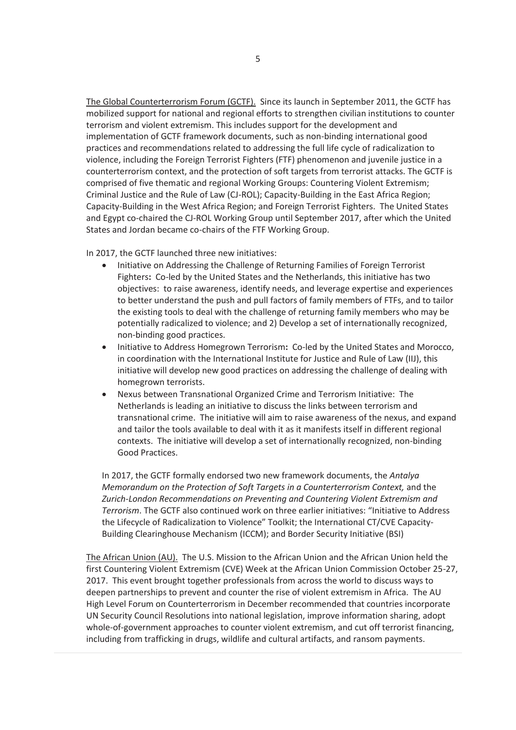The Global Counterterrorism Forum (GCTF). Since its launch in September 2011, the GCTF has mobilized support for national and regional efforts to strengthen civilian institutions to counter terrorism and violent extremism. This includes support for the development and implementation of GCTF framework documents, such as non-binding international good practices and recommendations related to addressing the full life cycle of radicalization to violence, including the Foreign Terrorist Fighters (FTF) phenomenon and juvenile justice in a counterterrorism context, and the protection of soft targets from terrorist attacks. The GCTF is comprised of five thematic and regional Working Groups: Countering Violent Extremism; Criminal Justice and the Rule of Law (CJ-ROL); Capacity-Building in the East Africa Region; Capacity-Building in the West Africa Region; and Foreign Terrorist Fighters. The United States and Egypt co-chaired the CJ-ROL Working Group until September 2017, after which the United States and Jordan became co-chairs of the FTF Working Group.

In 2017, the GCTF launched three new initiatives:

- Initiative on Addressing the Challenge of Returning Families of Foreign Terrorist Fighters**:** Co-led by the United States and the Netherlands, this initiative has two objectives: to raise awareness, identify needs, and leverage expertise and experiences to better understand the push and pull factors of family members of FTFs, and to tailor the existing tools to deal with the challenge of returning family members who may be potentially radicalized to violence; and 2) Develop a set of internationally recognized, non-binding good practices.
- Initiative to Address Homegrown Terrorism**:** Co-led by the United States and Morocco, in coordination with the International Institute for Justice and Rule of Law (IIJ), this initiative will develop new good practices on addressing the challenge of dealing with homegrown terrorists.
- Nexus between Transnational Organized Crime and Terrorism Initiative: The Netherlands is leading an initiative to discuss the links between terrorism and transnational crime. The initiative will aim to raise awareness of the nexus, and expand and tailor the tools available to deal with it as it manifests itself in different regional contexts. The initiative will develop a set of internationally recognized, non-binding Good Practices.

In 2017, the GCTF formally endorsed two new framework documents, the *Antalya Memorandum on the Protection of Soft Targets in a Counterterrorism Context,* and the *Zurich-London Recommendations on Preventing and Countering Violent Extremism and Terrorism*. The GCTF also continued work on three earlier initiatives: "Initiative to Address the Lifecycle of Radicalization to Violence" Toolkit; the International CT/CVE Capacity-Building Clearinghouse Mechanism (ICCM); and Border Security Initiative (BSI)

The African Union (AU). The U.S. Mission to the African Union and the African Union held the first Countering Violent Extremism (CVE) Week at the African Union Commission October 25-27, 2017. This event brought together professionals from across the world to discuss ways to deepen partnerships to prevent and counter the rise of violent extremism in Africa. The AU High Level Forum on Counterterrorism in December recommended that countries incorporate UN Security Council Resolutions into national legislation, improve information sharing, adopt whole-of-government approaches to counter violent extremism, and cut off terrorist financing, including from trafficking in drugs, wildlife and cultural artifacts, and ransom payments.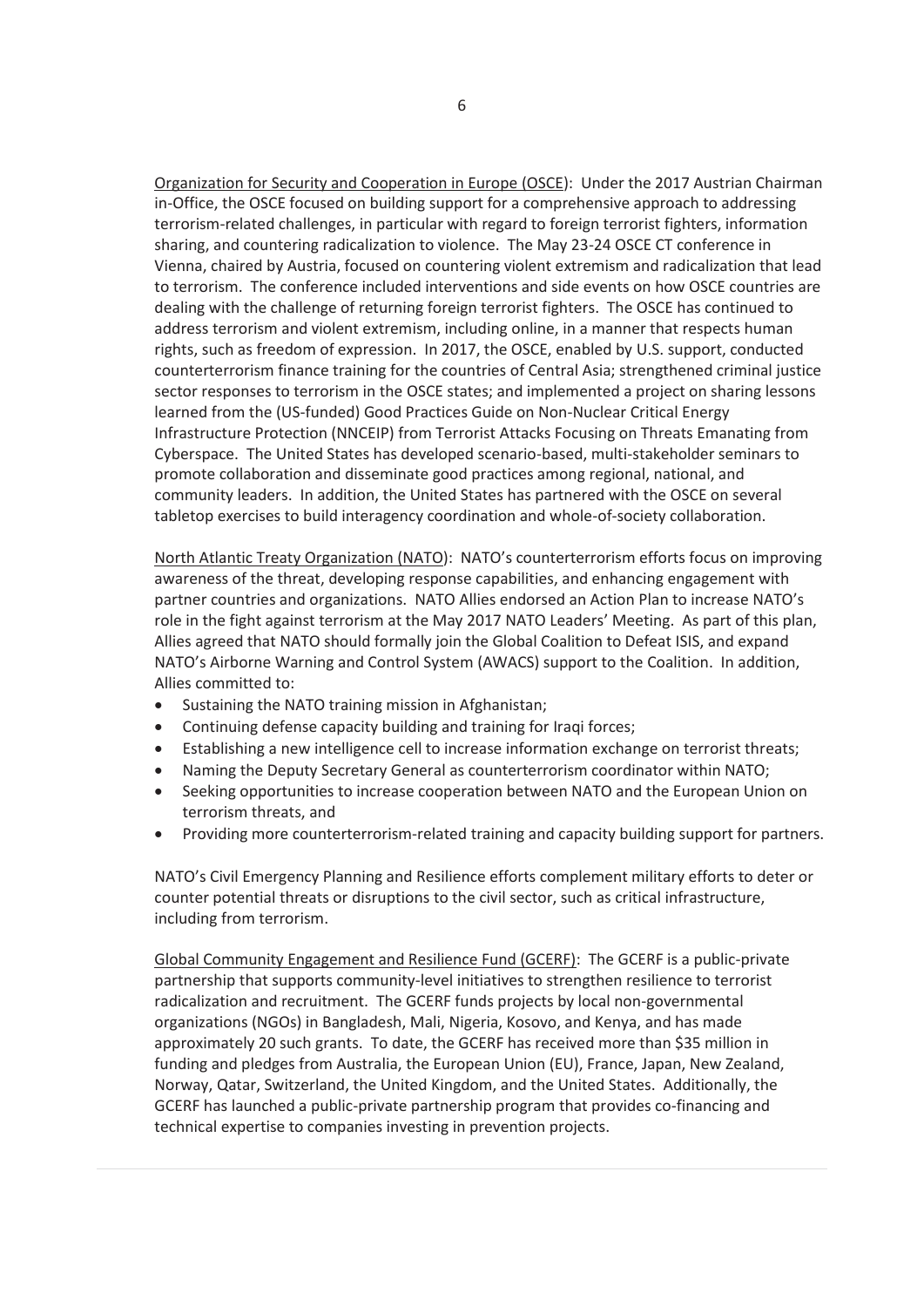<u>Organization for Security and Cooperation in Europe (OSCE)</u>: Under the 2017 Austrian Chairman in-Office, the OSCE focused on building support for a comprehensive approach to addressing terrorism-related challenges, in particular with regard to foreign terrorist fighters, information sharing, and countering radicalization to violence. The May 23-24 OSCE CT conference in Vienna, chaired by Austria, focused on countering violent extremism and radicalization that lead to terrorism. The conference included interventions and side events on how OSCE countries are dealing with the challenge of returning foreign terrorist fighters. The OSCE has continued to address terrorism and violent extremism, including online, in a manner that respects human rights, such as freedom of expression. In 2017, the OSCE, enabled by U.S. support, conducted counterterrorism finance training for the countries of Central Asia; strengthened criminal justice sector responses to terrorism in the OSCE states; and implemented a project on sharing lessons learned from the (US-funded) Good Practices Guide on Non-Nuclear Critical Energy Infrastructure Protection (NNCEIP) from Terrorist Attacks Focusing on Threats Emanating from Cyberspace. The United States has developed scenario-based, multi-stakeholder seminars to promote collaboration and disseminate good practices among regional, national, and community leaders. In addition, the United States has partnered with the OSCE on several tabletop exercises to build interagency coordination and whole-of-society collaboration.

<u>North Atlantic Treaty Organization (NATO)</u>: NATO's counterterrorism efforts focus on improving awareness of the threat, developing response capabilities, and enhancing engagement with partner countries and organizations. NATO Allies endorsed an Action Plan to increase NATO's role in the fight against terrorism at the May 2017 NATO Leaders' Meeting. As part of this plan, Allies agreed that NATO should formally join the Global Coalition to Defeat ISIS, and expand NATO's Airborne Warning and Control System (AWACS) support to the Coalition. In addition, Allies committed to:

- Sustaining the NATO training mission in Afghanistan;
- Continuing defense capacity building and training for Iraqi forces;
- Establishing a new intelligence cell to increase information exchange on terrorist threats;
- Naming the Deputy Secretary General as counterterrorism coordinator within NATO;
- Seeking opportunities to increase cooperation between NATO and the European Union on terrorism threats, and
- Providing more counterterrorism-related training and capacity building support for partners.

NATO's Civil Emergency Planning and Resilience efforts complement military efforts to deter or counter potential threats or disruptions to the civil sector, such as critical infrastructure, including from terrorism.

<u>Global Community Engagement and Resilience Fund (GCERF)</u>: The GCERF is a public-private partnership that supports community-level initiatives to strengthen resilience to terrorist radicalization and recruitment. The GCERF funds projects by local non-governmental organizations (NGOs) in Bangladesh, Mali, Nigeria, Kosovo, and Kenya, and has made approximately 20 such grants. To date, the GCERF has received more than $35 million in funding and pledges from Australia, the European Union (EU), France, Japan, New Zealand, Norway, Qatar, Switzerland, the United Kingdom, and the United States. Additionally, the GCERF has launched a public-private partnership program that provides co-financing and technical expertise to companies investing in prevention projects.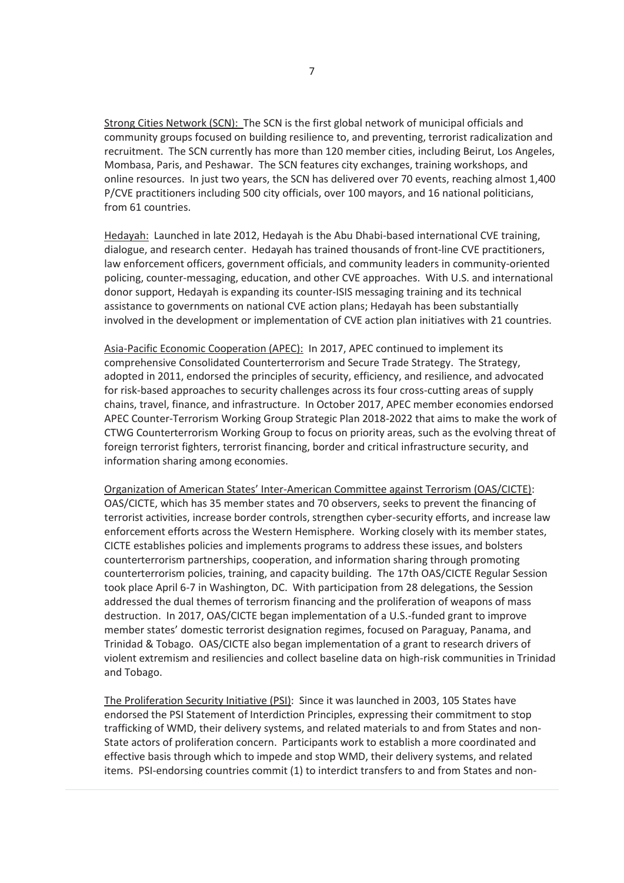Strong Cities Network (SCN): The SCN is the first global network of municipal officials and community groups focused on building resilience to, and preventing, terrorist radicalization and recruitment. The SCN currently has more than 120 member cities, including Beirut, Los Angeles, Mombasa, Paris, and Peshawar. The SCN features city exchanges, training workshops, and online resources. In just two years, the SCN has delivered over 70 events, reaching almost 1,400 P/CVE practitioners including 500 city officials, over 100 mayors, and 16 national politicians, from 61 countries.

Hedayah: Launched in late 2012, Hedayah is the Abu Dhabi-based international CVE training, dialogue, and research center. Hedayah has trained thousands of front-line CVE practitioners, law enforcement officers, government officials, and community leaders in community-oriented policing, counter-messaging, education, and other CVE approaches. With U.S. and international donor support, Hedayah is expanding its counter-ISIS messaging training and its technical assistance to governments on national CVE action plans; Hedayah has been substantially involved in the development or implementation of CVE action plan initiatives with 21 countries.

Asia-Pacific Economic Cooperation (APEC): In 2017, APEC continued to implement its comprehensive Consolidated Counterterrorism and Secure Trade Strategy. The Strategy, adopted in 2011, endorsed the principles of security, efficiency, and resilience, and advocated for risk-based approaches to security challenges across its four cross-cutting areas of supply chains, travel, finance, and infrastructure. In October 2017, APEC member economies endorsed APEC Counter-Terrorism Working Group Strategic Plan 2018-2022 that aims to make the work of CTWG Counterterrorism Working Group to focus on priority areas, such as the evolving threat of foreign terrorist fighters, terrorist financing, border and critical infrastructure security, and information sharing among economies.

Organization of American States' Inter-American Committee against Terrorism (OAS/CICTE): OAS/CICTE, which has 35 member states and 70 observers, seeks to prevent the financing of terrorist activities, increase border controls, strengthen cyber-security efforts, and increase law enforcement efforts across the Western Hemisphere. Working closely with its member states, CICTE establishes policies and implements programs to address these issues, and bolsters counterterrorism partnerships, cooperation, and information sharing through promoting counterterrorism policies, training, and capacity building. The 17th OAS/CICTE Regular Session took place April 6-7 in Washington, DC. With participation from 28 delegations, the Session addressed the dual themes of terrorism financing and the proliferation of weapons of mass destruction. In 2017, OAS/CICTE began implementation of a U.S.-funded grant to improve member states' domestic terrorist designation regimes, focused on Paraguay, Panama, and Trinidad & Tobago. OAS/CICTE also began implementation of a grant to research drivers of violent extremism and resiliencies and collect baseline data on high-risk communities in Trinidad and Tobago.

The Proliferation Security Initiative (PSI): Since it was launched in 2003, 105 States have endorsed the PSI Statement of Interdiction Principles, expressing their commitment to stop trafficking of WMD, their delivery systems, and related materials to and from States and non-State actors of proliferation concern. Participants work to establish a more coordinated and effective basis through which to impede and stop WMD, their delivery systems, and related items. PSI-endorsing countries commit (1) to interdict transfers to and from States and non-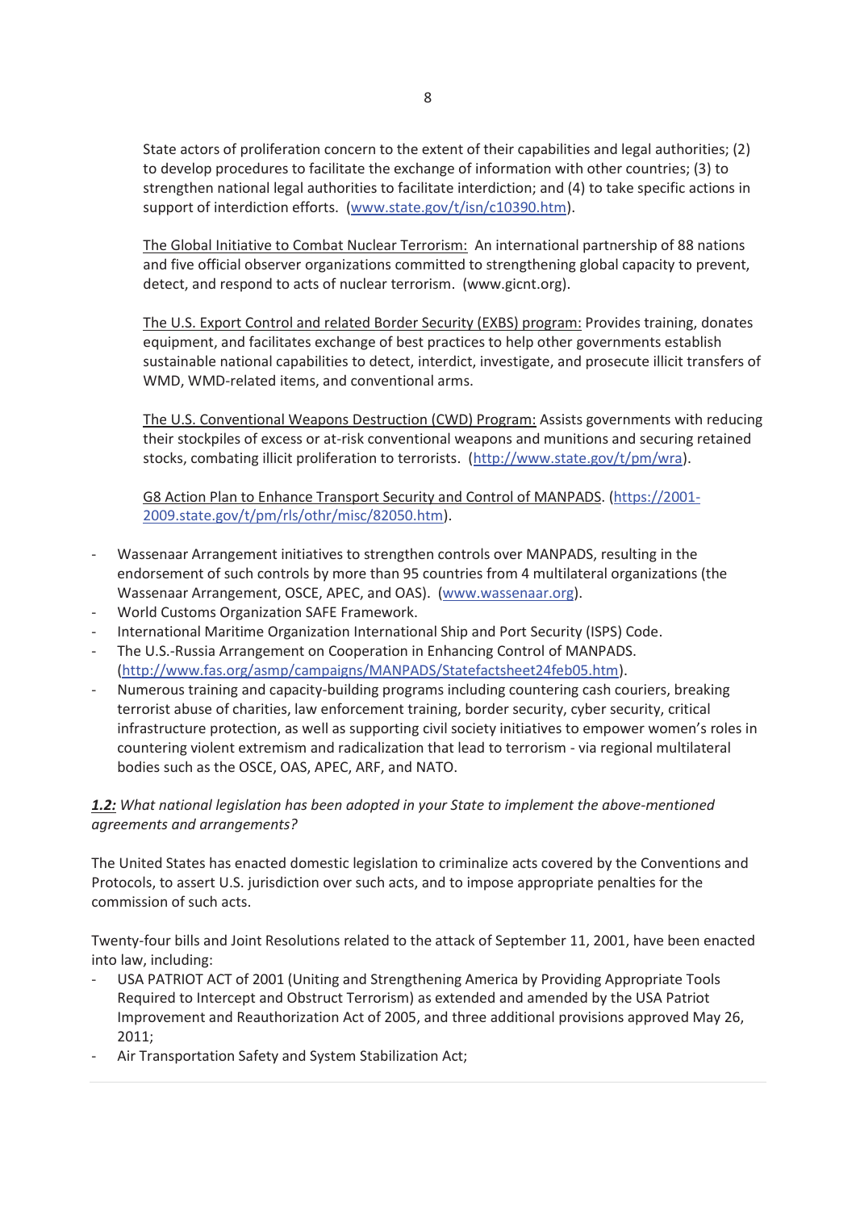State actors of proliferation concern to the extent of their capabilities and legal authorities; (2) to develop procedures to facilitate the exchange of information with other countries; (3) to strengthen national legal authorities to facilitate interdiction; and (4) to take specific actions in support of interdiction efforts. (www.state.gov/t/isn/c10390.htm).

The Global Initiative to Combat Nuclear Terrorism: An international partnership of 88 nations and five official observer organizations committed to strengthening global capacity to prevent, detect, and respond to acts of nuclear terrorism. (www.gicnt.org).

The U.S. Export Control and related Border Security (EXBS) program: Provides training, donates equipment, and facilitates exchange of best practices to help other governments establish sustainable national capabilities to detect, interdict, investigate, and prosecute illicit transfers of WMD, WMD-related items, and conventional arms.

The U.S. Conventional Weapons Destruction (CWD) Program: Assists governments with reducing their stockpiles of excess or at-risk conventional weapons and munitions and securing retained stocks, combating illicit proliferation to terrorists. (http://www.state.gov/t/pm/wra).

G8 Action Plan to Enhance Transport Security and Control of MANPADS. (https://2001-2009.state.gov/t/pm/rls/othr/misc/82050.htm).

- Wassenaar Arrangement initiatives to strengthen controls over MANPADS, resulting in the endorsement of such controls by more than 95 countries from 4 multilateral organizations (the Wassenaar Arrangement, OSCE, APEC, and OAS). (www.wassenaar.org).
- World Customs Organization SAFE Framework.
- International Maritime Organization International Ship and Port Security (ISPS) Code.
- The U.S.-Russia Arrangement on Cooperation in Enhancing Control of MANPADS. (http://www.fas.org/asmp/campaigns/MANPADS/Statefactsheet24feb05.htm).
- Numerous training and capacity-building programs including countering cash couriers, breaking terrorist abuse of charities, law enforcement training, border security, cyber security, critical infrastructure protection, as well as supporting civil society initiatives to empower women's roles in countering violent extremism and radicalization that lead to terrorism - via regional multilateral bodies such as the OSCE, OAS, APEC, ARF, and NATO.

***1.2:*** *What national legislation has been adopted in your State to implement the above-mentioned agreements and arrangements?*

The United States has enacted domestic legislation to criminalize acts covered by the Conventions and Protocols, to assert U.S. jurisdiction over such acts, and to impose appropriate penalties for the commission of such acts.

Twenty-four bills and Joint Resolutions related to the attack of September 11, 2001, have been enacted into law, including:

- USA PATRIOT ACT of 2001 (Uniting and Strengthening America by Providing Appropriate Tools Required to Intercept and Obstruct Terrorism) as extended and amended by the USA Patriot Improvement and Reauthorization Act of 2005, and three additional provisions approved May 26, 2011;
- Air Transportation Safety and System Stabilization Act;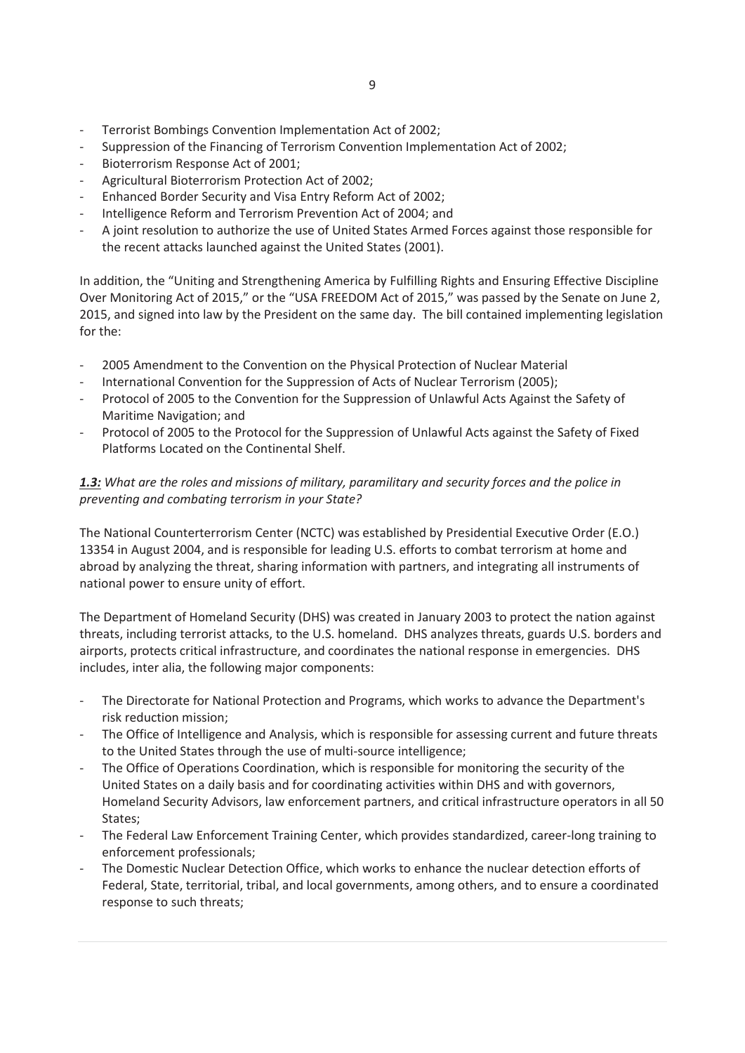- Terrorist Bombings Convention Implementation Act of 2002;
- Suppression of the Financing of Terrorism Convention Implementation Act of 2002;
- Bioterrorism Response Act of 2001;
- Agricultural Bioterrorism Protection Act of 2002;
- Enhanced Border Security and Visa Entry Reform Act of 2002;
- Intelligence Reform and Terrorism Prevention Act of 2004; and
- A joint resolution to authorize the use of United States Armed Forces against those responsible for the recent attacks launched against the United States (2001).

In addition, the "Uniting and Strengthening America by Fulfilling Rights and Ensuring Effective Discipline Over Monitoring Act of 2015," or the "USA FREEDOM Act of 2015," was passed by the Senate on June 2, 2015, and signed into law by the President on the same day. The bill contained implementing legislation for the:

- 2005 Amendment to the Convention on the Physical Protection of Nuclear Material
- International Convention for the Suppression of Acts of Nuclear Terrorism (2005);
- Protocol of 2005 to the Convention for the Suppression of Unlawful Acts Against the Safety of Maritime Navigation; and
- Protocol of 2005 to the Protocol for the Suppression of Unlawful Acts against the Safety of Fixed Platforms Located on the Continental Shelf.

***1.3:*** *What are the roles and missions of military, paramilitary and security forces and the police in preventing and combating terrorism in your State?*

The National Counterterrorism Center (NCTC) was established by Presidential Executive Order (E.O.) 13354 in August 2004, and is responsible for leading U.S. efforts to combat terrorism at home and abroad by analyzing the threat, sharing information with partners, and integrating all instruments of national power to ensure unity of effort.

The Department of Homeland Security (DHS) was created in January 2003 to protect the nation against threats, including terrorist attacks, to the U.S. homeland. DHS analyzes threats, guards U.S. borders and airports, protects critical infrastructure, and coordinates the national response in emergencies. DHS includes, inter alia, the following major components:

- The Directorate for National Protection and Programs, which works to advance the Department's risk reduction mission;
- The Office of Intelligence and Analysis, which is responsible for assessing current and future threats to the United States through the use of multi-source intelligence;
- The Office of Operations Coordination, which is responsible for monitoring the security of the United States on a daily basis and for coordinating activities within DHS and with governors, Homeland Security Advisors, law enforcement partners, and critical infrastructure operators in all 50 States;
- The Federal Law Enforcement Training Center, which provides standardized, career-long training to enforcement professionals;
- The Domestic Nuclear Detection Office, which works to enhance the nuclear detection efforts of Federal, State, territorial, tribal, and local governments, among others, and to ensure a coordinated response to such threats;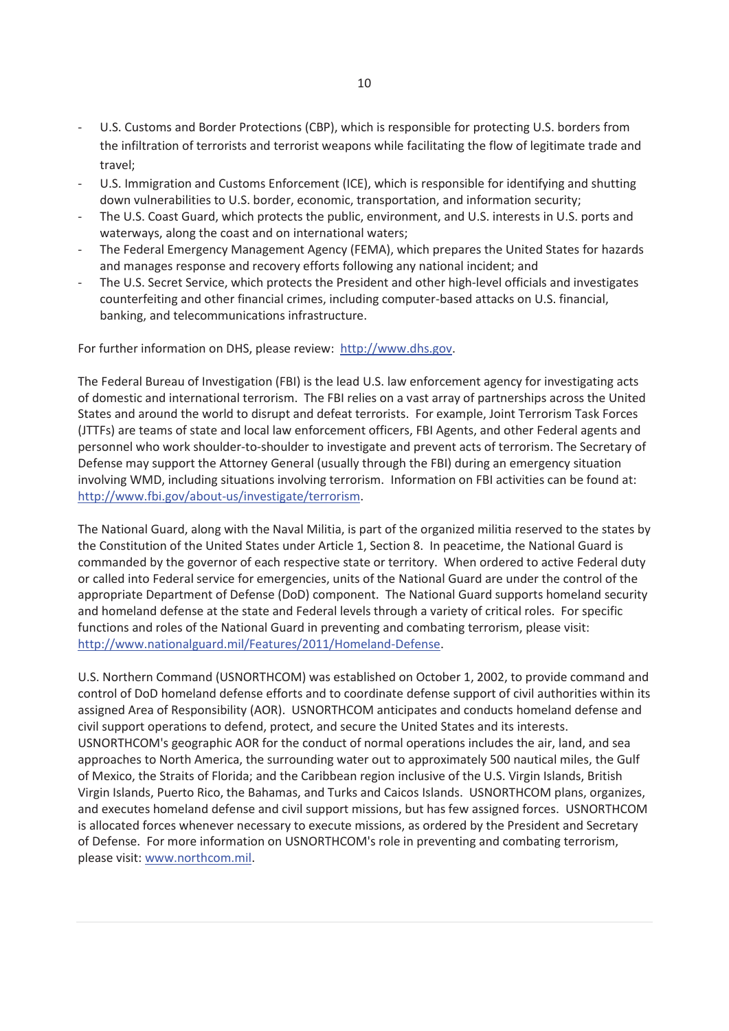- U.S. Customs and Border Protections (CBP), which is responsible for protecting U.S. borders from the infiltration of terrorists and terrorist weapons while facilitating the flow of legitimate trade and travel;
- U.S. Immigration and Customs Enforcement (ICE), which is responsible for identifying and shutting down vulnerabilities to U.S. border, economic, transportation, and information security;
- The U.S. Coast Guard, which protects the public, environment, and U.S. interests in U.S. ports and waterways, along the coast and on international waters;
- The Federal Emergency Management Agency (FEMA), which prepares the United States for hazards and manages response and recovery efforts following any national incident; and
- The U.S. Secret Service, which protects the President and other high-level officials and investigates counterfeiting and other financial crimes, including computer-based attacks on U.S. financial, banking, and telecommunications infrastructure.

For further information on DHS, please review: http://www.dhs.gov.

The Federal Bureau of Investigation (FBI) is the lead U.S. law enforcement agency for investigating acts of domestic and international terrorism. The FBI relies on a vast array of partnerships across the United States and around the world to disrupt and defeat terrorists. For example, Joint Terrorism Task Forces (JTTFs) are teams of state and local law enforcement officers, FBI Agents, and other Federal agents and personnel who work shoulder-to-shoulder to investigate and prevent acts of terrorism. The Secretary of Defense may support the Attorney General (usually through the FBI) during an emergency situation involving WMD, including situations involving terrorism. Information on FBI activities can be found at: http://www.fbi.gov/about-us/investigate/terrorism.

The National Guard, along with the Naval Militia, is part of the organized militia reserved to the states by the Constitution of the United States under Article 1, Section 8. In peacetime, the National Guard is commanded by the governor of each respective state or territory. When ordered to active Federal duty or called into Federal service for emergencies, units of the National Guard are under the control of the appropriate Department of Defense (DoD) component. The National Guard supports homeland security and homeland defense at the state and Federal levels through a variety of critical roles. For specific functions and roles of the National Guard in preventing and combating terrorism, please visit: http://www.nationalguard.mil/Features/2011/Homeland-Defense.

U.S. Northern Command (USNORTHCOM) was established on October 1, 2002, to provide command and control of DoD homeland defense efforts and to coordinate defense support of civil authorities within its assigned Area of Responsibility (AOR). USNORTHCOM anticipates and conducts homeland defense and civil support operations to defend, protect, and secure the United States and its interests. USNORTHCOM's geographic AOR for the conduct of normal operations includes the air, land, and sea approaches to North America, the surrounding water out to approximately 500 nautical miles, the Gulf of Mexico, the Straits of Florida; and the Caribbean region inclusive of the U.S. Virgin Islands, British Virgin Islands, Puerto Rico, the Bahamas, and Turks and Caicos Islands. USNORTHCOM plans, organizes, and executes homeland defense and civil support missions, but has few assigned forces. USNORTHCOM is allocated forces whenever necessary to execute missions, as ordered by the President and Secretary of Defense. For more information on USNORTHCOM's role in preventing and combating terrorism, please visit: www.northcom.mil.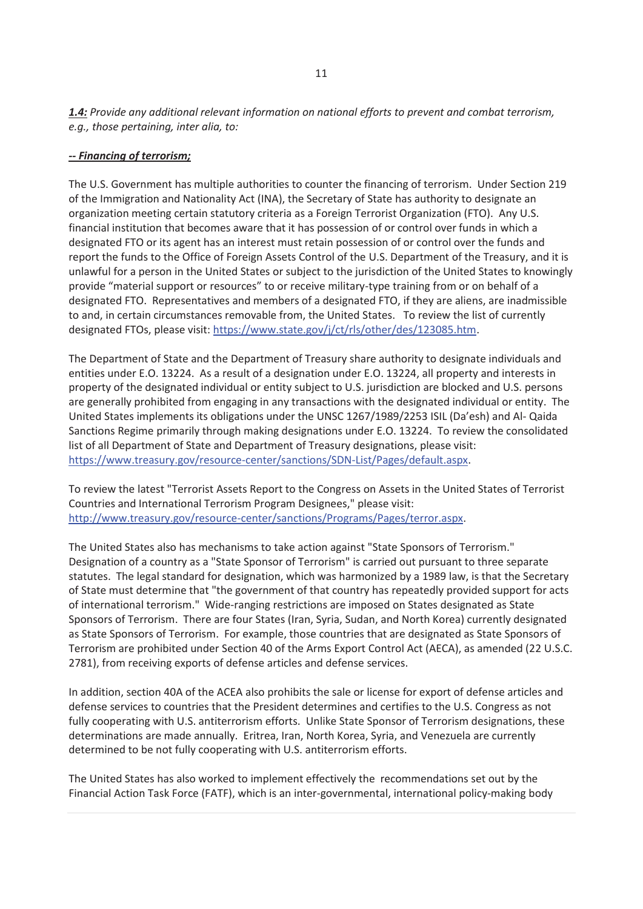***1.4:*** *Provide any additional relevant information on national efforts to prevent and combat terrorism, e.g., those pertaining, inter alia, to:*

***-- Financing of terrorism;***

The U.S. Government has multiple authorities to counter the financing of terrorism. Under Section 219 of the Immigration and Nationality Act (INA), the Secretary of State has authority to designate an organization meeting certain statutory criteria as a Foreign Terrorist Organization (FTO). Any U.S. financial institution that becomes aware that it has possession of or control over funds in which a designated FTO or its agent has an interest must retain possession of or control over the funds and report the funds to the Office of Foreign Assets Control of the U.S. Department of the Treasury, and it is unlawful for a person in the United States or subject to the jurisdiction of the United States to knowingly provide "material support or resources" to or receive military-type training from or on behalf of a designated FTO. Representatives and members of a designated FTO, if they are aliens, are inadmissible to and, in certain circumstances removable from, the United States. To review the list of currently designated FTOs, please visit: https://www.state.gov/j/ct/rls/other/des/123085.htm.

The Department of State and the Department of Treasury share authority to designate individuals and entities under E.O. 13224. As a result of a designation under E.O. 13224, all property and interests in property of the designated individual or entity subject to U.S. jurisdiction are blocked and U.S. persons are generally prohibited from engaging in any transactions with the designated individual or entity. The United States implements its obligations under the UNSC 1267/1989/2253 ISIL (Da'esh) and Al- Qaida Sanctions Regime primarily through making designations under E.O. 13224. To review the consolidated list of all Department of State and Department of Treasury designations, please visit: https://www.treasury.gov/resource-center/sanctions/SDN-List/Pages/default.aspx.

To review the latest "Terrorist Assets Report to the Congress on Assets in the United States of Terrorist Countries and International Terrorism Program Designees," please visit: http://www.treasury.gov/resource-center/sanctions/Programs/Pages/terror.aspx.

The United States also has mechanisms to take action against "State Sponsors of Terrorism." Designation of a country as a "State Sponsor of Terrorism" is carried out pursuant to three separate statutes. The legal standard for designation, which was harmonized by a 1989 law, is that the Secretary of State must determine that "the government of that country has repeatedly provided support for acts of international terrorism." Wide-ranging restrictions are imposed on States designated as State Sponsors of Terrorism. There are four States (Iran, Syria, Sudan, and North Korea) currently designated as State Sponsors of Terrorism. For example, those countries that are designated as State Sponsors of Terrorism are prohibited under Section 40 of the Arms Export Control Act (AECA), as amended (22 U.S.C. 2781), from receiving exports of defense articles and defense services.

In addition, section 40A of the ACEA also prohibits the sale or license for export of defense articles and defense services to countries that the President determines and certifies to the U.S. Congress as not fully cooperating with U.S. antiterrorism efforts. Unlike State Sponsor of Terrorism designations, these determinations are made annually. Eritrea, Iran, North Korea, Syria, and Venezuela are currently determined to be not fully cooperating with U.S. antiterrorism efforts.

The United States has also worked to implement effectively the recommendations set out by the Financial Action Task Force (FATF), which is an inter-governmental, international policy-making body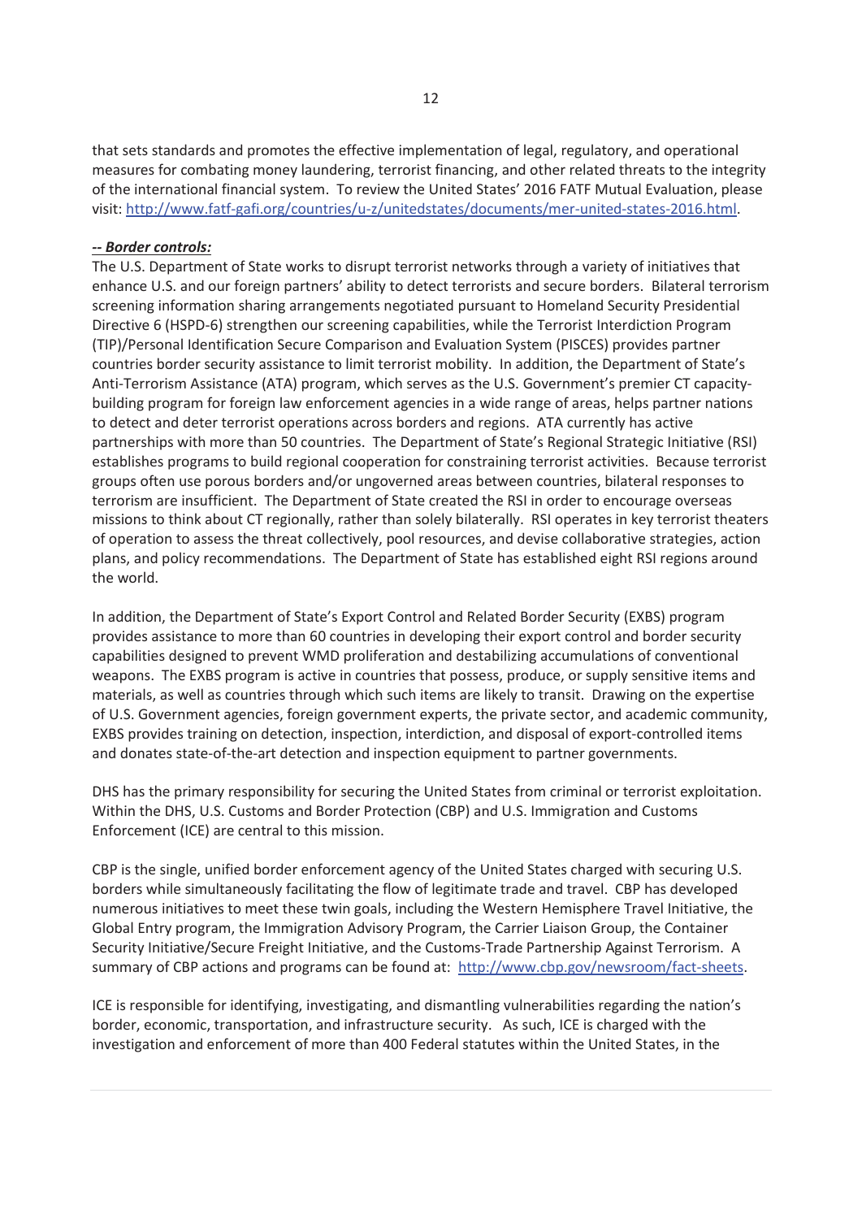that sets standards and promotes the effective implementation of legal, regulatory, and operational measures for combating money laundering, terrorist financing, and other related threats to the integrity of the international financial system. To review the United States' 2016 FATF Mutual Evaluation, please visit: [http://www.fatf-gafi.org/countries/u-z/unitedstates/documents/mer-united-states-2016.html](http://www.fatf-gafi.org/countries/u-z/unitedstates/documents/mer-united-states-2016.html).

***-- Border controls:***

The U.S. Department of State works to disrupt terrorist networks through a variety of initiatives that enhance U.S. and our foreign partners' ability to detect terrorists and secure borders. Bilateral terrorism screening information sharing arrangements negotiated pursuant to Homeland Security Presidential Directive 6 (HSPD-6) strengthen our screening capabilities, while the Terrorist Interdiction Program (TIP)/Personal Identification Secure Comparison and Evaluation System (PISCES) provides partner countries border security assistance to limit terrorist mobility. In addition, the Department of State's Anti-Terrorism Assistance (ATA) program, which serves as the U.S. Government's premier CT capacity-building program for foreign law enforcement agencies in a wide range of areas, helps partner nations to detect and deter terrorist operations across borders and regions. ATA currently has active partnerships with more than 50 countries. The Department of State's Regional Strategic Initiative (RSI) establishes programs to build regional cooperation for constraining terrorist activities. Because terrorist groups often use porous borders and/or ungoverned areas between countries, bilateral responses to terrorism are insufficient. The Department of State created the RSI in order to encourage overseas missions to think about CT regionally, rather than solely bilaterally. RSI operates in key terrorist theaters of operation to assess the threat collectively, pool resources, and devise collaborative strategies, action plans, and policy recommendations. The Department of State has established eight RSI regions around the world.

In addition, the Department of State's Export Control and Related Border Security (EXBS) program provides assistance to more than 60 countries in developing their export control and border security capabilities designed to prevent WMD proliferation and destabilizing accumulations of conventional weapons. The EXBS program is active in countries that possess, produce, or supply sensitive items and materials, as well as countries through which such items are likely to transit. Drawing on the expertise of U.S. Government agencies, foreign government experts, the private sector, and academic community, EXBS provides training on detection, inspection, interdiction, and disposal of export-controlled items and donates state-of-the-art detection and inspection equipment to partner governments.

DHS has the primary responsibility for securing the United States from criminal or terrorist exploitation. Within the DHS, U.S. Customs and Border Protection (CBP) and U.S. Immigration and Customs Enforcement (ICE) are central to this mission.

CBP is the single, unified border enforcement agency of the United States charged with securing U.S. borders while simultaneously facilitating the flow of legitimate trade and travel. CBP has developed numerous initiatives to meet these twin goals, including the Western Hemisphere Travel Initiative, the Global Entry program, the Immigration Advisory Program, the Carrier Liaison Group, the Container Security Initiative/Secure Freight Initiative, and the Customs-Trade Partnership Against Terrorism. A summary of CBP actions and programs can be found at: [http://www.cbp.gov/newsroom/fact-sheets](http://www.cbp.gov/newsroom/fact-sheets).

ICE is responsible for identifying, investigating, and dismantling vulnerabilities regarding the nation's border, economic, transportation, and infrastructure security. As such, ICE is charged with the investigation and enforcement of more than 400 Federal statutes within the United States, in the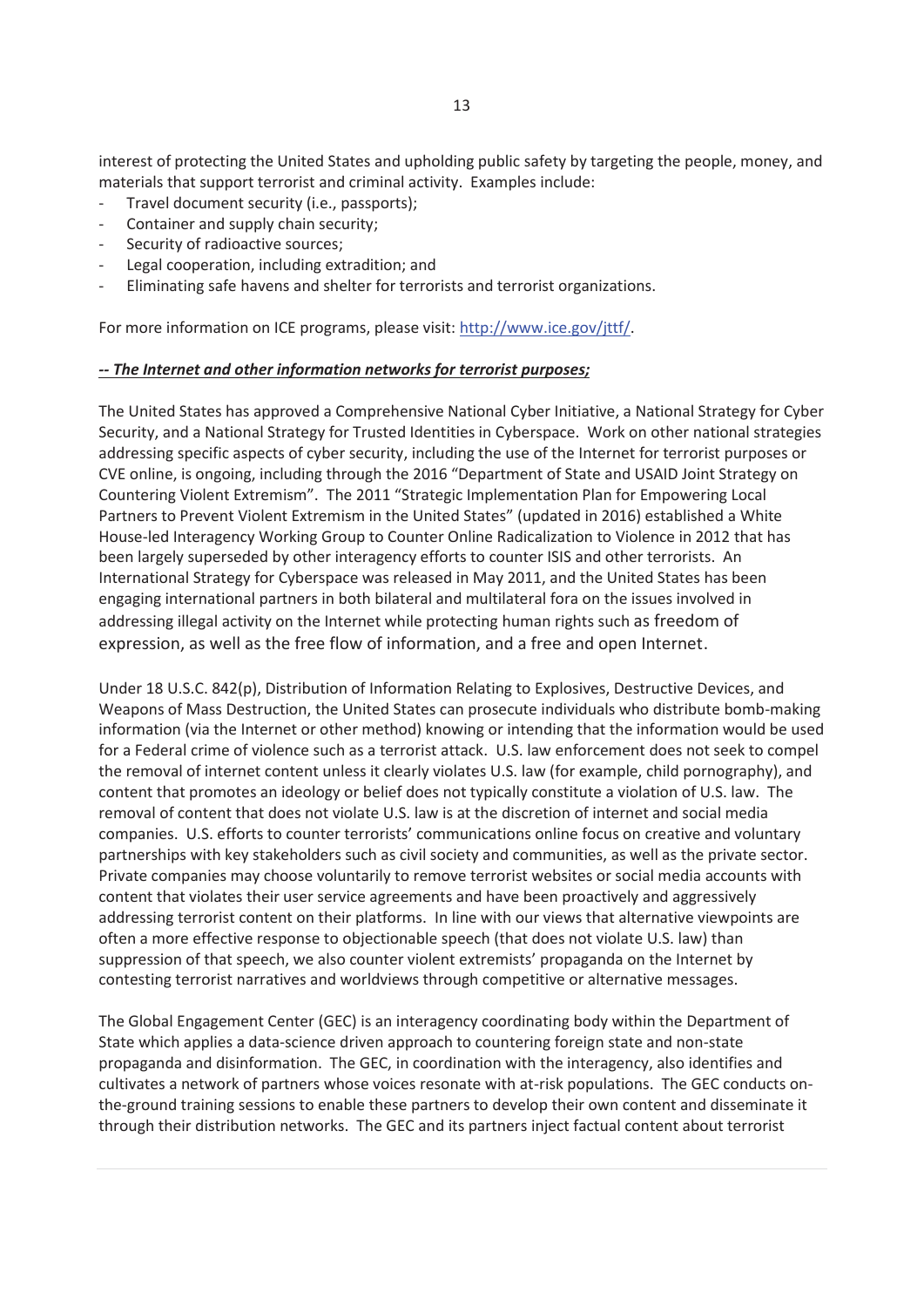interest of protecting the United States and upholding public safety by targeting the people, money, and materials that support terrorist and criminal activity. Examples include:

- Travel document security (i.e., passports);
- Container and supply chain security;
- Security of radioactive sources;
- Legal cooperation, including extradition; and
- Eliminating safe havens and shelter for terrorists and terrorist organizations.

For more information on ICE programs, please visit: [http://www.ice.gov/jttf/](http://www.ice.gov/jttf/).

***-- The Internet and other information networks for terrorist purposes;***

The United States has approved a Comprehensive National Cyber Initiative, a National Strategy for Cyber Security, and a National Strategy for Trusted Identities in Cyberspace. Work on other national strategies addressing specific aspects of cyber security, including the use of the Internet for terrorist purposes or CVE online, is ongoing, including through the 2016 "Department of State and USAID Joint Strategy on Countering Violent Extremism". The 2011 "Strategic Implementation Plan for Empowering Local Partners to Prevent Violent Extremism in the United States" (updated in 2016) established a White House-led Interagency Working Group to Counter Online Radicalization to Violence in 2012 that has been largely superseded by other interagency efforts to counter ISIS and other terrorists. An International Strategy for Cyberspace was released in May 2011, and the United States has been engaging international partners in both bilateral and multilateral fora on the issues involved in addressing illegal activity on the Internet while protecting human rights such as freedom of expression, as well as the free flow of information, and a free and open Internet.

Under 18 U.S.C. 842(p), Distribution of Information Relating to Explosives, Destructive Devices, and Weapons of Mass Destruction, the United States can prosecute individuals who distribute bomb-making information (via the Internet or other method) knowing or intending that the information would be used for a Federal crime of violence such as a terrorist attack. U.S. law enforcement does not seek to compel the removal of internet content unless it clearly violates U.S. law (for example, child pornography), and content that promotes an ideology or belief does not typically constitute a violation of U.S. law. The removal of content that does not violate U.S. law is at the discretion of internet and social media companies. U.S. efforts to counter terrorists' communications online focus on creative and voluntary partnerships with key stakeholders such as civil society and communities, as well as the private sector. Private companies may choose voluntarily to remove terrorist websites or social media accounts with content that violates their user service agreements and have been proactively and aggressively addressing terrorist content on their platforms. In line with our views that alternative viewpoints are often a more effective response to objectionable speech (that does not violate U.S. law) than suppression of that speech, we also counter violent extremists' propaganda on the Internet by contesting terrorist narratives and worldviews through competitive or alternative messages.

The Global Engagement Center (GEC) is an interagency coordinating body within the Department of State which applies a data-science driven approach to countering foreign state and non-state propaganda and disinformation. The GEC, in coordination with the interagency, also identifies and cultivates a network of partners whose voices resonate with at-risk populations. The GEC conducts on-the-ground training sessions to enable these partners to develop their own content and disseminate it through their distribution networks. The GEC and its partners inject factual content about terrorist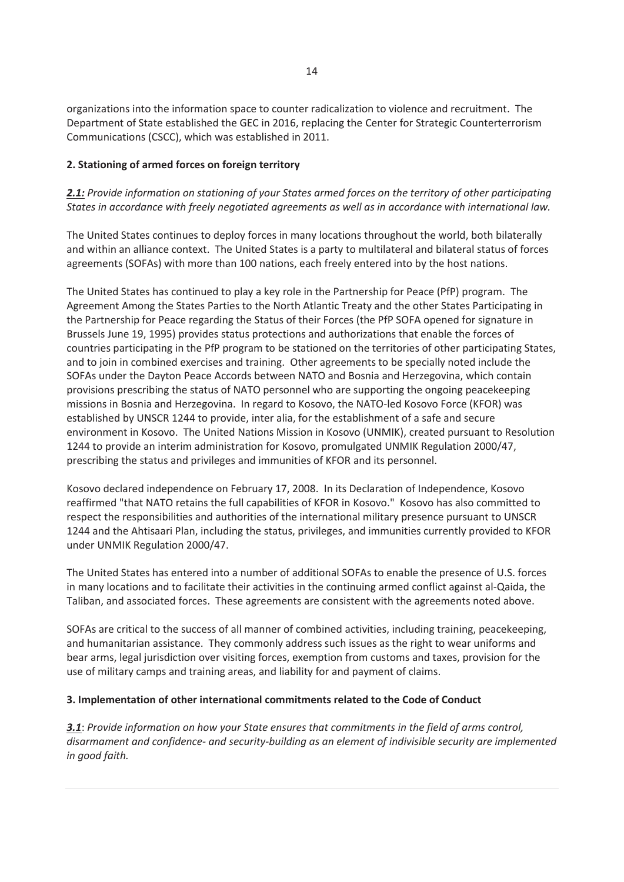organizations into the information space to counter radicalization to violence and recruitment. The Department of State established the GEC in 2016, replacing the Center for Strategic Counterterrorism Communications (CSCC), which was established in 2011.

**2. Stationing of armed forces on foreign territory**

***2.1:*** *Provide information on stationing of your States armed forces on the territory of other participating States in accordance with freely negotiated agreements as well as in accordance with international law.*

The United States continues to deploy forces in many locations throughout the world, both bilaterally and within an alliance context. The United States is a party to multilateral and bilateral status of forces agreements (SOFAs) with more than 100 nations, each freely entered into by the host nations.

The United States has continued to play a key role in the Partnership for Peace (PfP) program. The Agreement Among the States Parties to the North Atlantic Treaty and the other States Participating in the Partnership for Peace regarding the Status of their Forces (the PfP SOFA opened for signature in Brussels June 19, 1995) provides status protections and authorizations that enable the forces of countries participating in the PfP program to be stationed on the territories of other participating States, and to join in combined exercises and training. Other agreements to be specially noted include the SOFAs under the Dayton Peace Accords between NATO and Bosnia and Herzegovina, which contain provisions prescribing the status of NATO personnel who are supporting the ongoing peacekeeping missions in Bosnia and Herzegovina. In regard to Kosovo, the NATO-led Kosovo Force (KFOR) was established by UNSCR 1244 to provide, inter alia, for the establishment of a safe and secure environment in Kosovo. The United Nations Mission in Kosovo (UNMIK), created pursuant to Resolution 1244 to provide an interim administration for Kosovo, promulgated UNMIK Regulation 2000/47, prescribing the status and privileges and immunities of KFOR and its personnel.

Kosovo declared independence on February 17, 2008. In its Declaration of Independence, Kosovo reaffirmed "that NATO retains the full capabilities of KFOR in Kosovo." Kosovo has also committed to respect the responsibilities and authorities of the international military presence pursuant to UNSCR 1244 and the Ahtisaari Plan, including the status, privileges, and immunities currently provided to KFOR under UNMIK Regulation 2000/47.

The United States has entered into a number of additional SOFAs to enable the presence of U.S. forces in many locations and to facilitate their activities in the continuing armed conflict against al-Qaida, the Taliban, and associated forces. These agreements are consistent with the agreements noted above.

SOFAs are critical to the success of all manner of combined activities, including training, peacekeeping, and humanitarian assistance. They commonly address such issues as the right to wear uniforms and bear arms, legal jurisdiction over visiting forces, exemption from customs and taxes, provision for the use of military camps and training areas, and liability for and payment of claims.

**3. Implementation of other international commitments related to the Code of Conduct**

***3.1***: *Provide information on how your State ensures that commitments in the field of arms control, disarmament and confidence- and security-building as an element of indivisible security are implemented in good faith.*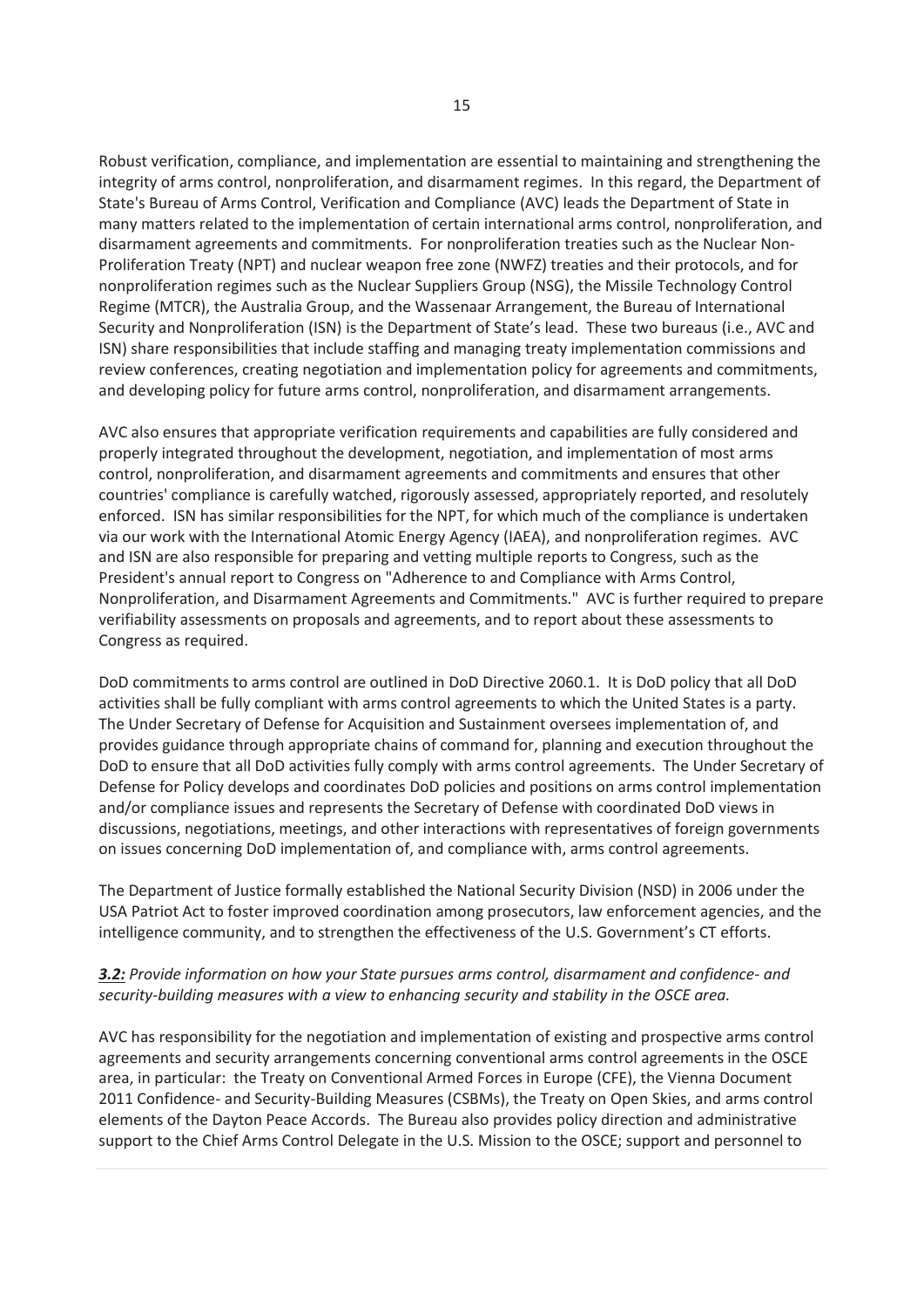Robust verification, compliance, and implementation are essential to maintaining and strengthening the integrity of arms control, nonproliferation, and disarmament regimes. In this regard, the Department of State's Bureau of Arms Control, Verification and Compliance (AVC) leads the Department of State in many matters related to the implementation of certain international arms control, nonproliferation, and disarmament agreements and commitments. For nonproliferation treaties such as the Nuclear Non-Proliferation Treaty (NPT) and nuclear weapon free zone (NWFZ) treaties and their protocols, and for nonproliferation regimes such as the Nuclear Suppliers Group (NSG), the Missile Technology Control Regime (MTCR), the Australia Group, and the Wassenaar Arrangement, the Bureau of International Security and Nonproliferation (ISN) is the Department of State's lead. These two bureaus (i.e., AVC and ISN) share responsibilities that include staffing and managing treaty implementation commissions and review conferences, creating negotiation and implementation policy for agreements and commitments, and developing policy for future arms control, nonproliferation, and disarmament arrangements.

AVC also ensures that appropriate verification requirements and capabilities are fully considered and properly integrated throughout the development, negotiation, and implementation of most arms control, nonproliferation, and disarmament agreements and commitments and ensures that other countries' compliance is carefully watched, rigorously assessed, appropriately reported, and resolutely enforced. ISN has similar responsibilities for the NPT, for which much of the compliance is undertaken via our work with the International Atomic Energy Agency (IAEA), and nonproliferation regimes. AVC and ISN are also responsible for preparing and vetting multiple reports to Congress, such as the President's annual report to Congress on "Adherence to and Compliance with Arms Control, Nonproliferation, and Disarmament Agreements and Commitments." AVC is further required to prepare verifiability assessments on proposals and agreements, and to report about these assessments to Congress as required.

DoD commitments to arms control are outlined in DoD Directive 2060.1. It is DoD policy that all DoD activities shall be fully compliant with arms control agreements to which the United States is a party. The Under Secretary of Defense for Acquisition and Sustainment oversees implementation of, and provides guidance through appropriate chains of command for, planning and execution throughout the DoD to ensure that all DoD activities fully comply with arms control agreements. The Under Secretary of Defense for Policy develops and coordinates DoD policies and positions on arms control implementation and/or compliance issues and represents the Secretary of Defense with coordinated DoD views in discussions, negotiations, meetings, and other interactions with representatives of foreign governments on issues concerning DoD implementation of, and compliance with, arms control agreements.

The Department of Justice formally established the National Security Division (NSD) in 2006 under the USA Patriot Act to foster improved coordination among prosecutors, law enforcement agencies, and the intelligence community, and to strengthen the effectiveness of the U.S. Government's CT efforts.

***3.2:*** *Provide information on how your State pursues arms control, disarmament and confidence- and security-building measures with a view to enhancing security and stability in the OSCE area.*

AVC has responsibility for the negotiation and implementation of existing and prospective arms control agreements and security arrangements concerning conventional arms control agreements in the OSCE area, in particular: the Treaty on Conventional Armed Forces in Europe (CFE), the Vienna Document 2011 Confidence- and Security-Building Measures (CSBMs), the Treaty on Open Skies, and arms control elements of the Dayton Peace Accords. The Bureau also provides policy direction and administrative support to the Chief Arms Control Delegate in the U.S. Mission to the OSCE; support and personnel to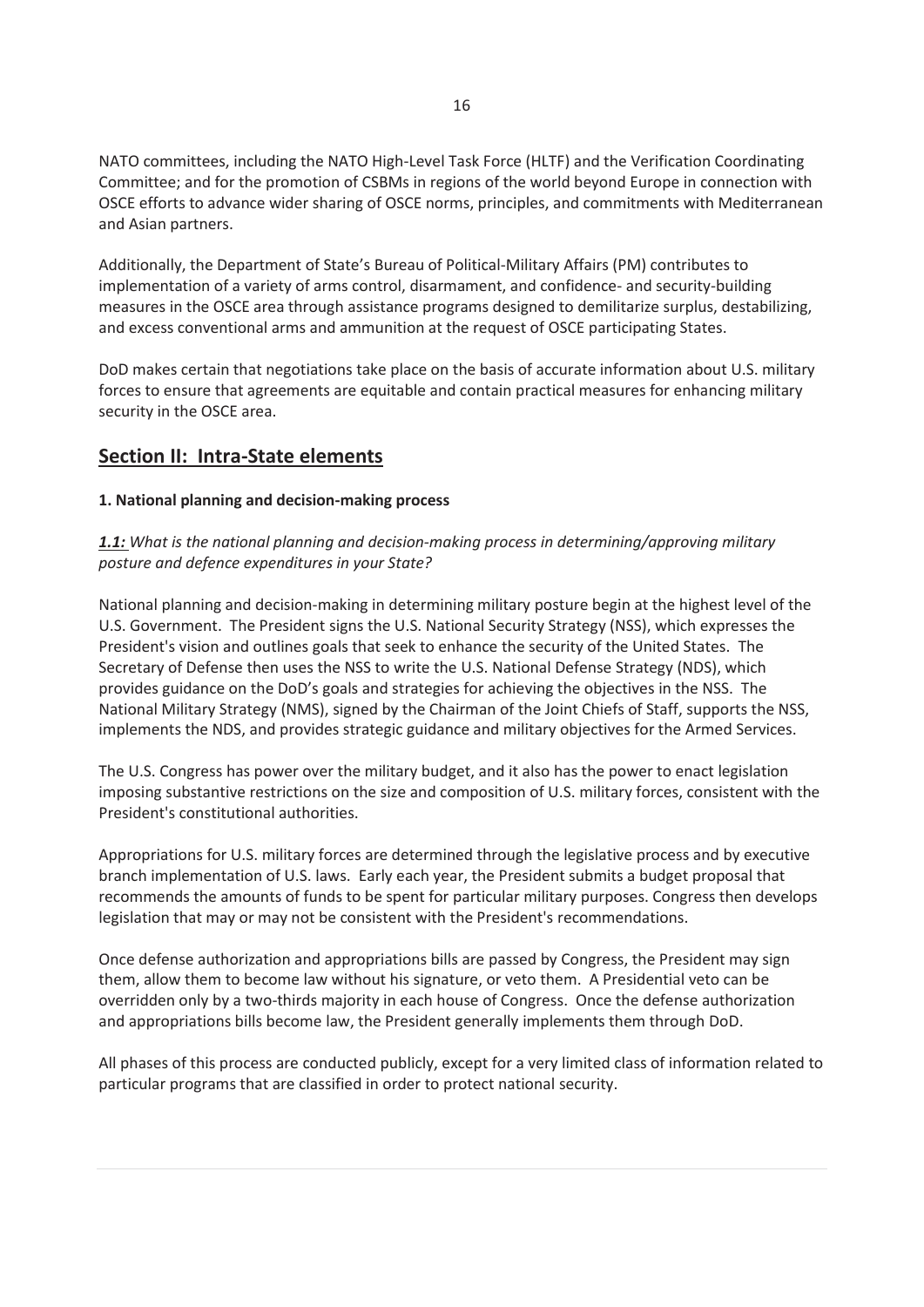NATO committees, including the NATO High-Level Task Force (HLTF) and the Verification Coordinating Committee; and for the promotion of CSBMs in regions of the world beyond Europe in connection with OSCE efforts to advance wider sharing of OSCE norms, principles, and commitments with Mediterranean and Asian partners.

Additionally, the Department of State's Bureau of Political-Military Affairs (PM) contributes to implementation of a variety of arms control, disarmament, and confidence- and security-building measures in the OSCE area through assistance programs designed to demilitarize surplus, destabilizing, and excess conventional arms and ammunition at the request of OSCE participating States.

DoD makes certain that negotiations take place on the basis of accurate information about U.S. military forces to ensure that agreements are equitable and contain practical measures for enhancing military security in the OSCE area.

## Section II: Intra-State elements

### 1. National planning and decision-making process

***1.1:*** *What is the national planning and decision-making process in determining/approving military posture and defence expenditures in your State?*

National planning and decision-making in determining military posture begin at the highest level of the U.S. Government. The President signs the U.S. National Security Strategy (NSS), which expresses the President's vision and outlines goals that seek to enhance the security of the United States. The Secretary of Defense then uses the NSS to write the U.S. National Defense Strategy (NDS), which provides guidance on the DoD's goals and strategies for achieving the objectives in the NSS. The National Military Strategy (NMS), signed by the Chairman of the Joint Chiefs of Staff, supports the NSS, implements the NDS, and provides strategic guidance and military objectives for the Armed Services.

The U.S. Congress has power over the military budget, and it also has the power to enact legislation imposing substantive restrictions on the size and composition of U.S. military forces, consistent with the President's constitutional authorities.

Appropriations for U.S. military forces are determined through the legislative process and by executive branch implementation of U.S. laws. Early each year, the President submits a budget proposal that recommends the amounts of funds to be spent for particular military purposes. Congress then develops legislation that may or may not be consistent with the President's recommendations.

Once defense authorization and appropriations bills are passed by Congress, the President may sign them, allow them to become law without his signature, or veto them. A Presidential veto can be overridden only by a two-thirds majority in each house of Congress. Once the defense authorization and appropriations bills become law, the President generally implements them through DoD.

All phases of this process are conducted publicly, except for a very limited class of information related to particular programs that are classified in order to protect national security.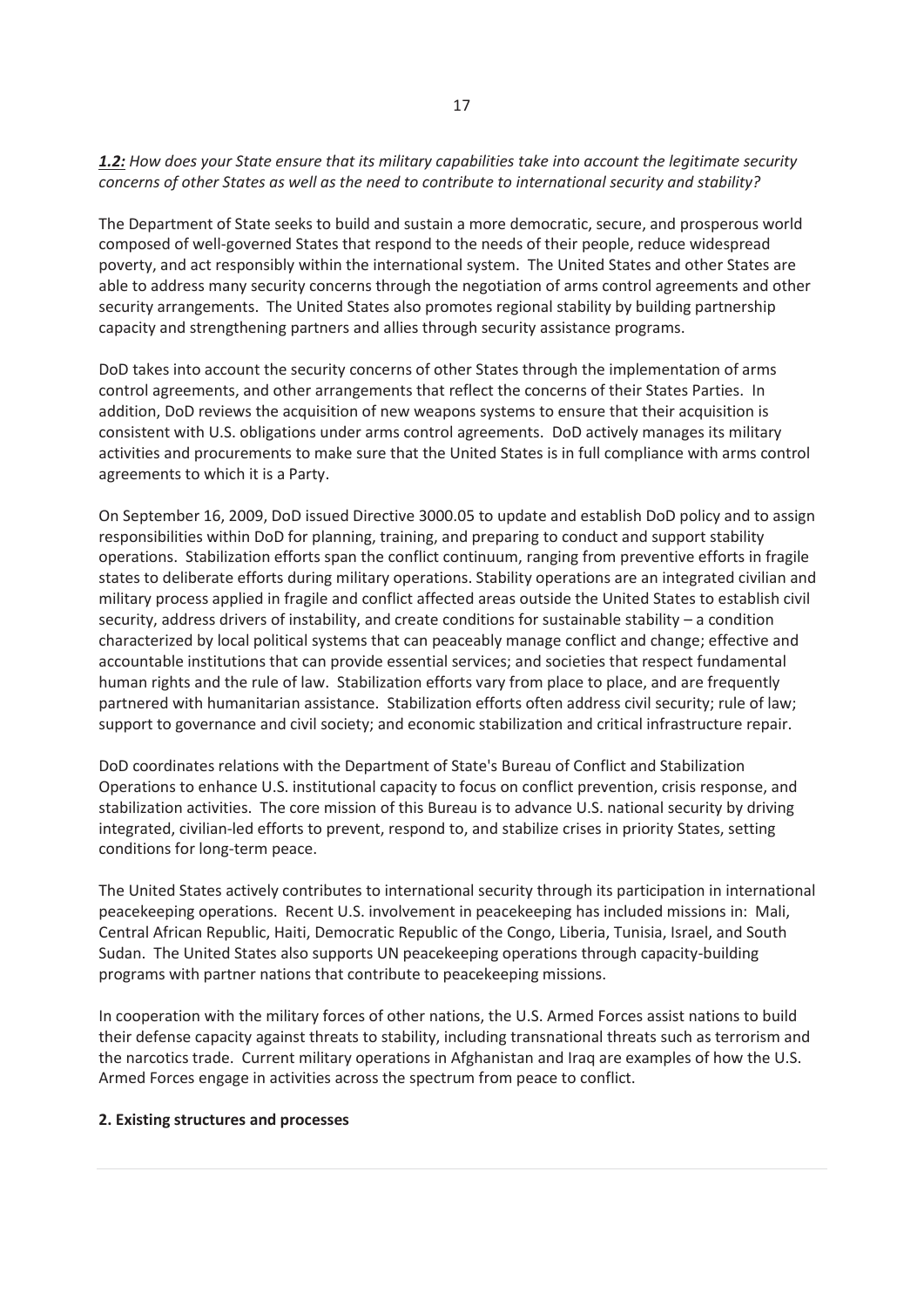***1.2:*** *How does your State ensure that its military capabilities take into account the legitimate security concerns of other States as well as the need to contribute to international security and stability?*

The Department of State seeks to build and sustain a more democratic, secure, and prosperous world composed of well-governed States that respond to the needs of their people, reduce widespread poverty, and act responsibly within the international system. The United States and other States are able to address many security concerns through the negotiation of arms control agreements and other security arrangements. The United States also promotes regional stability by building partnership capacity and strengthening partners and allies through security assistance programs.

DoD takes into account the security concerns of other States through the implementation of arms control agreements, and other arrangements that reflect the concerns of their States Parties. In addition, DoD reviews the acquisition of new weapons systems to ensure that their acquisition is consistent with U.S. obligations under arms control agreements. DoD actively manages its military activities and procurements to make sure that the United States is in full compliance with arms control agreements to which it is a Party.

On September 16, 2009, DoD issued Directive 3000.05 to update and establish DoD policy and to assign responsibilities within DoD for planning, training, and preparing to conduct and support stability operations. Stabilization efforts span the conflict continuum, ranging from preventive efforts in fragile states to deliberate efforts during military operations. Stability operations are an integrated civilian and military process applied in fragile and conflict affected areas outside the United States to establish civil security, address drivers of instability, and create conditions for sustainable stability – a condition characterized by local political systems that can peaceably manage conflict and change; effective and accountable institutions that can provide essential services; and societies that respect fundamental human rights and the rule of law. Stabilization efforts vary from place to place, and are frequently partnered with humanitarian assistance. Stabilization efforts often address civil security; rule of law; support to governance and civil society; and economic stabilization and critical infrastructure repair.

DoD coordinates relations with the Department of State's Bureau of Conflict and Stabilization Operations to enhance U.S. institutional capacity to focus on conflict prevention, crisis response, and stabilization activities. The core mission of this Bureau is to advance U.S. national security by driving integrated, civilian-led efforts to prevent, respond to, and stabilize crises in priority States, setting conditions for long-term peace.

The United States actively contributes to international security through its participation in international peacekeeping operations. Recent U.S. involvement in peacekeeping has included missions in: Mali, Central African Republic, Haiti, Democratic Republic of the Congo, Liberia, Tunisia, Israel, and South Sudan. The United States also supports UN peacekeeping operations through capacity-building programs with partner nations that contribute to peacekeeping missions.

In cooperation with the military forces of other nations, the U.S. Armed Forces assist nations to build their defense capacity against threats to stability, including transnational threats such as terrorism and the narcotics trade. Current military operations in Afghanistan and Iraq are examples of how the U.S. Armed Forces engage in activities across the spectrum from peace to conflict.

**2. Existing structures and processes**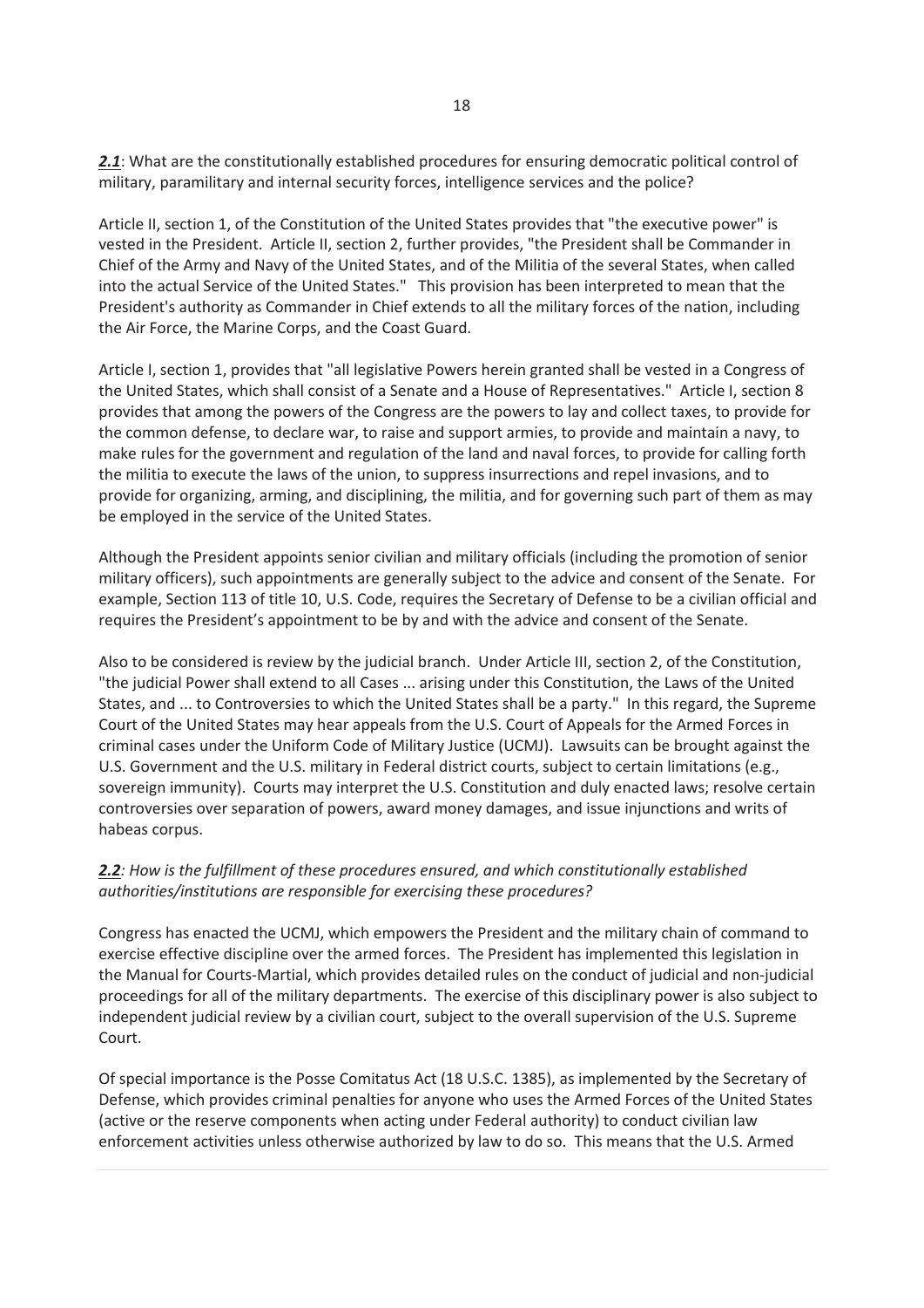***2.1***: What are the constitutionally established procedures for ensuring democratic political control of military, paramilitary and internal security forces, intelligence services and the police?

Article II, section 1, of the Constitution of the United States provides that "the executive power" is vested in the President. Article II, section 2, further provides, "the President shall be Commander in Chief of the Army and Navy of the United States, and of the Militia of the several States, when called into the actual Service of the United States." This provision has been interpreted to mean that the President's authority as Commander in Chief extends to all the military forces of the nation, including the Air Force, the Marine Corps, and the Coast Guard.

Article I, section 1, provides that "all legislative Powers herein granted shall be vested in a Congress of the United States, which shall consist of a Senate and a House of Representatives." Article I, section 8 provides that among the powers of the Congress are the powers to lay and collect taxes, to provide for the common defense, to declare war, to raise and support armies, to provide and maintain a navy, to make rules for the government and regulation of the land and naval forces, to provide for calling forth the militia to execute the laws of the union, to suppress insurrections and repel invasions, and to provide for organizing, arming, and disciplining, the militia, and for governing such part of them as may be employed in the service of the United States.

Although the President appoints senior civilian and military officials (including the promotion of senior military officers), such appointments are generally subject to the advice and consent of the Senate. For example, Section 113 of title 10, U.S. Code, requires the Secretary of Defense to be a civilian official and requires the President's appointment to be by and with the advice and consent of the Senate.

Also to be considered is review by the judicial branch. Under Article III, section 2, of the Constitution, "the judicial Power shall extend to all Cases ... arising under this Constitution, the Laws of the United States, and ... to Controversies to which the United States shall be a party." In this regard, the Supreme Court of the United States may hear appeals from the U.S. Court of Appeals for the Armed Forces in criminal cases under the Uniform Code of Military Justice (UCMJ). Lawsuits can be brought against the U.S. Government and the U.S. military in Federal district courts, subject to certain limitations (e.g., sovereign immunity). Courts may interpret the U.S. Constitution and duly enacted laws; resolve certain controversies over separation of powers, award money damages, and issue injunctions and writs of habeas corpus.

***2.2****: How is the fulfillment of these procedures ensured, and which constitutionally established authorities/institutions are responsible for exercising these procedures?*

Congress has enacted the UCMJ, which empowers the President and the military chain of command to exercise effective discipline over the armed forces. The President has implemented this legislation in the Manual for Courts-Martial, which provides detailed rules on the conduct of judicial and non-judicial proceedings for all of the military departments. The exercise of this disciplinary power is also subject to independent judicial review by a civilian court, subject to the overall supervision of the U.S. Supreme Court.

Of special importance is the Posse Comitatus Act (18 U.S.C. 1385), as implemented by the Secretary of Defense, which provides criminal penalties for anyone who uses the Armed Forces of the United States (active or the reserve components when acting under Federal authority) to conduct civilian law enforcement activities unless otherwise authorized by law to do so. This means that the U.S. Armed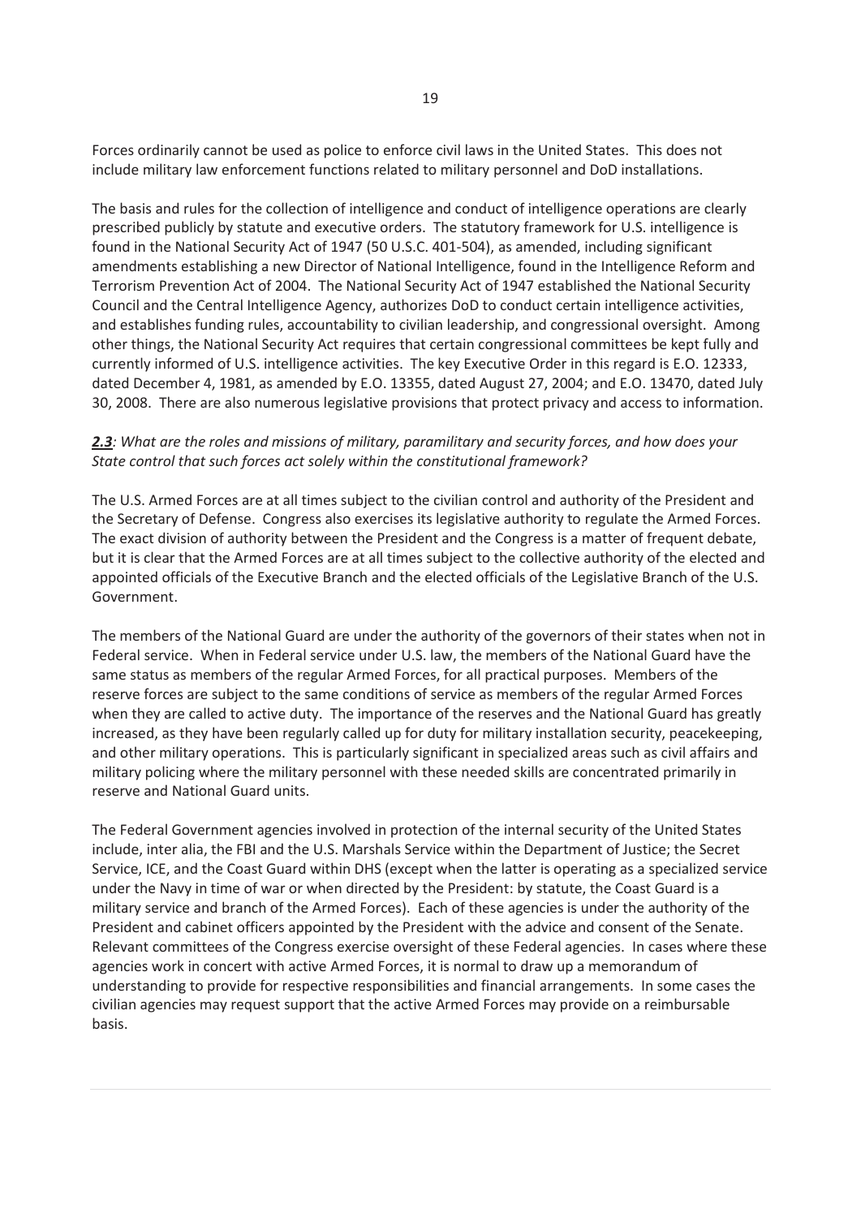Forces ordinarily cannot be used as police to enforce civil laws in the United States. This does not include military law enforcement functions related to military personnel and DoD installations.

The basis and rules for the collection of intelligence and conduct of intelligence operations are clearly prescribed publicly by statute and executive orders. The statutory framework for U.S. intelligence is found in the National Security Act of 1947 (50 U.S.C. 401-504), as amended, including significant amendments establishing a new Director of National Intelligence, found in the Intelligence Reform and Terrorism Prevention Act of 2004. The National Security Act of 1947 established the National Security Council and the Central Intelligence Agency, authorizes DoD to conduct certain intelligence activities, and establishes funding rules, accountability to civilian leadership, and congressional oversight. Among other things, the National Security Act requires that certain congressional committees be kept fully and currently informed of U.S. intelligence activities. The key Executive Order in this regard is E.O. 12333, dated December 4, 1981, as amended by E.O. 13355, dated August 27, 2004; and E.O. 13470, dated July 30, 2008. There are also numerous legislative provisions that protect privacy and access to information.

***2.3****: What are the roles and missions of military, paramilitary and security forces, and how does your State control that such forces act solely within the constitutional framework?*

The U.S. Armed Forces are at all times subject to the civilian control and authority of the President and the Secretary of Defense. Congress also exercises its legislative authority to regulate the Armed Forces. The exact division of authority between the President and the Congress is a matter of frequent debate, but it is clear that the Armed Forces are at all times subject to the collective authority of the elected and appointed officials of the Executive Branch and the elected officials of the Legislative Branch of the U.S. Government.

The members of the National Guard are under the authority of the governors of their states when not in Federal service. When in Federal service under U.S. law, the members of the National Guard have the same status as members of the regular Armed Forces, for all practical purposes. Members of the reserve forces are subject to the same conditions of service as members of the regular Armed Forces when they are called to active duty. The importance of the reserves and the National Guard has greatly increased, as they have been regularly called up for duty for military installation security, peacekeeping, and other military operations. This is particularly significant in specialized areas such as civil affairs and military policing where the military personnel with these needed skills are concentrated primarily in reserve and National Guard units.

The Federal Government agencies involved in protection of the internal security of the United States include, inter alia, the FBI and the U.S. Marshals Service within the Department of Justice; the Secret Service, ICE, and the Coast Guard within DHS (except when the latter is operating as a specialized service under the Navy in time of war or when directed by the President: by statute, the Coast Guard is a military service and branch of the Armed Forces). Each of these agencies is under the authority of the President and cabinet officers appointed by the President with the advice and consent of the Senate. Relevant committees of the Congress exercise oversight of these Federal agencies. In cases where these agencies work in concert with active Armed Forces, it is normal to draw up a memorandum of understanding to provide for respective responsibilities and financial arrangements. In some cases the civilian agencies may request support that the active Armed Forces may provide on a reimbursable basis.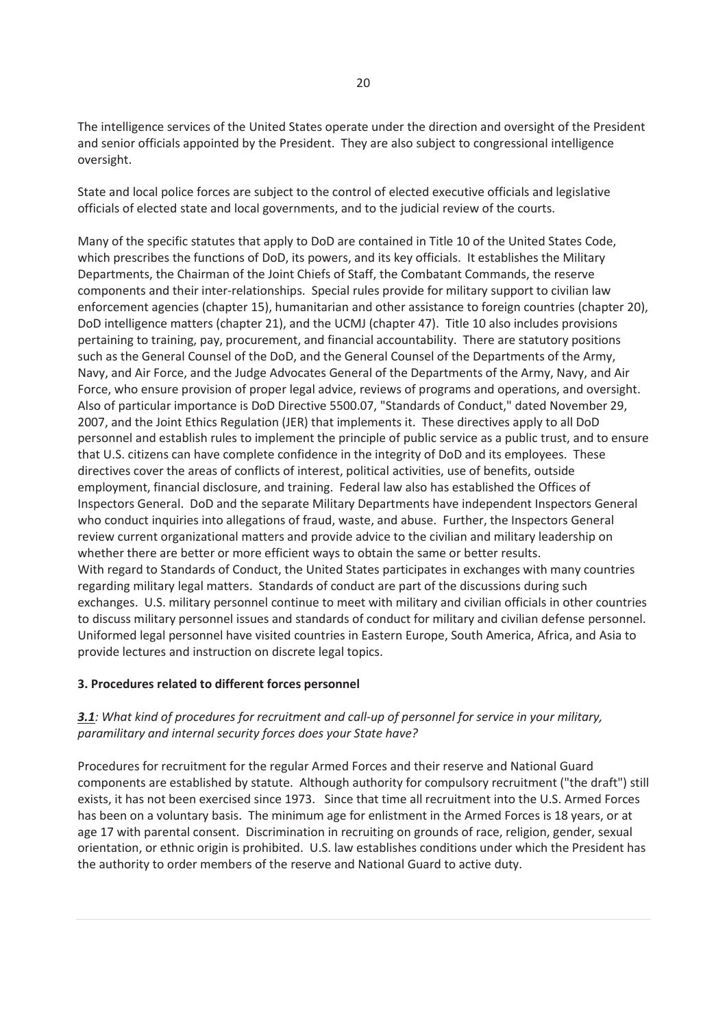The intelligence services of the United States operate under the direction and oversight of the President and senior officials appointed by the President. They are also subject to congressional intelligence oversight.

State and local police forces are subject to the control of elected executive officials and legislative officials of elected state and local governments, and to the judicial review of the courts.

Many of the specific statutes that apply to DoD are contained in Title 10 of the United States Code, which prescribes the functions of DoD, its powers, and its key officials. It establishes the Military Departments, the Chairman of the Joint Chiefs of Staff, the Combatant Commands, the reserve components and their inter-relationships. Special rules provide for military support to civilian law enforcement agencies (chapter 15), humanitarian and other assistance to foreign countries (chapter 20), DoD intelligence matters (chapter 21), and the UCMJ (chapter 47). Title 10 also includes provisions pertaining to training, pay, procurement, and financial accountability. There are statutory positions such as the General Counsel of the DoD, and the General Counsel of the Departments of the Army, Navy, and Air Force, and the Judge Advocates General of the Departments of the Army, Navy, and Air Force, who ensure provision of proper legal advice, reviews of programs and operations, and oversight. Also of particular importance is DoD Directive 5500.07, "Standards of Conduct," dated November 29, 2007, and the Joint Ethics Regulation (JER) that implements it. These directives apply to all DoD personnel and establish rules to implement the principle of public service as a public trust, and to ensure that U.S. citizens can have complete confidence in the integrity of DoD and its employees. These directives cover the areas of conflicts of interest, political activities, use of benefits, outside employment, financial disclosure, and training. Federal law also has established the Offices of Inspectors General. DoD and the separate Military Departments have independent Inspectors General who conduct inquiries into allegations of fraud, waste, and abuse. Further, the Inspectors General review current organizational matters and provide advice to the civilian and military leadership on whether there are better or more efficient ways to obtain the same or better results.
With regard to Standards of Conduct, the United States participates in exchanges with many countries regarding military legal matters. Standards of conduct are part of the discussions during such exchanges. U.S. military personnel continue to meet with military and civilian officials in other countries to discuss military personnel issues and standards of conduct for military and civilian defense personnel. Uniformed legal personnel have visited countries in Eastern Europe, South America, Africa, and Asia to provide lectures and instruction on discrete legal topics.

**3. Procedures related to different forces personnel**

***3.1**: What kind of procedures for recruitment and call-up of personnel for service in your military, paramilitary and internal security forces does your State have?*

Procedures for recruitment for the regular Armed Forces and their reserve and National Guard components are established by statute. Although authority for compulsory recruitment ("the draft") still exists, it has not been exercised since 1973. Since that time all recruitment into the U.S. Armed Forces has been on a voluntary basis. The minimum age for enlistment in the Armed Forces is 18 years, or at age 17 with parental consent. Discrimination in recruiting on grounds of race, religion, gender, sexual orientation, or ethnic origin is prohibited. U.S. law establishes conditions under which the President has the authority to order members of the reserve and National Guard to active duty.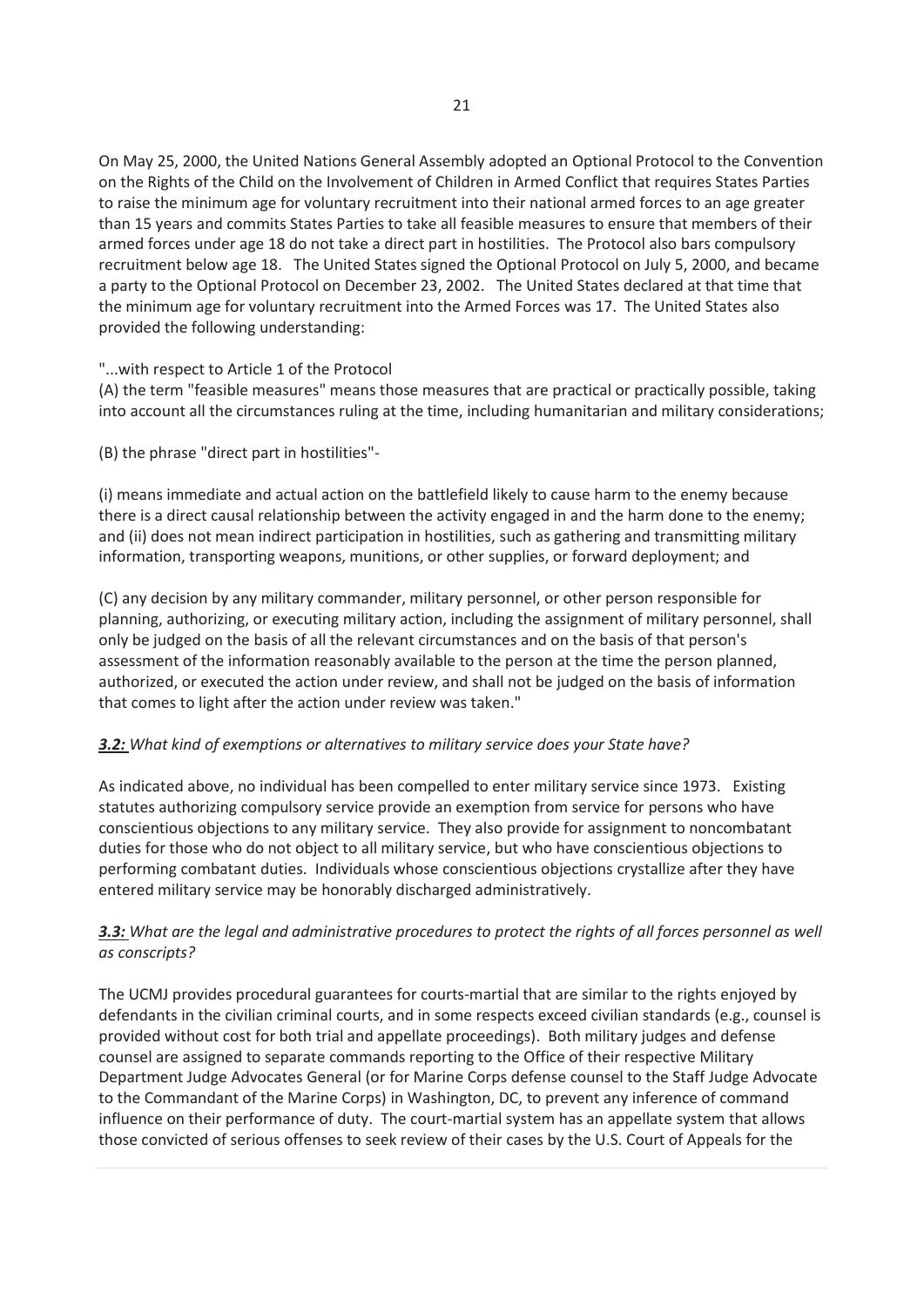On May 25, 2000, the United Nations General Assembly adopted an Optional Protocol to the Convention on the Rights of the Child on the Involvement of Children in Armed Conflict that requires States Parties to raise the minimum age for voluntary recruitment into their national armed forces to an age greater than 15 years and commits States Parties to take all feasible measures to ensure that members of their armed forces under age 18 do not take a direct part in hostilities. The Protocol also bars compulsory recruitment below age 18. The United States signed the Optional Protocol on July 5, 2000, and became a party to the Optional Protocol on December 23, 2002. The United States declared at that time that the minimum age for voluntary recruitment into the Armed Forces was 17. The United States also provided the following understanding:

"...with respect to Article 1 of the Protocol
(A) the term "feasible measures" means those measures that are practical or practically possible, taking into account all the circumstances ruling at the time, including humanitarian and military considerations;

(B) the phrase "direct part in hostilities"-

(i) means immediate and actual action on the battlefield likely to cause harm to the enemy because there is a direct causal relationship between the activity engaged in and the harm done to the enemy; and (ii) does not mean indirect participation in hostilities, such as gathering and transmitting military information, transporting weapons, munitions, or other supplies, or forward deployment; and

(C) any decision by any military commander, military personnel, or other person responsible for planning, authorizing, or executing military action, including the assignment of military personnel, shall only be judged on the basis of all the relevant circumstances and on the basis of that person's assessment of the information reasonably available to the person at the time the person planned, authorized, or executed the action under review, and shall not be judged on the basis of information that comes to light after the action under review was taken."

***3.2:*** *What kind of exemptions or alternatives to military service does your State have?*

As indicated above, no individual has been compelled to enter military service since 1973. Existing statutes authorizing compulsory service provide an exemption from service for persons who have conscientious objections to any military service. They also provide for assignment to noncombatant duties for those who do not object to all military service, but who have conscientious objections to performing combatant duties. Individuals whose conscientious objections crystallize after they have entered military service may be honorably discharged administratively.

***3.3:*** *What are the legal and administrative procedures to protect the rights of all forces personnel as well as conscripts?*

The UCMJ provides procedural guarantees for courts-martial that are similar to the rights enjoyed by defendants in the civilian criminal courts, and in some respects exceed civilian standards (e.g., counsel is provided without cost for both trial and appellate proceedings). Both military judges and defense counsel are assigned to separate commands reporting to the Office of their respective Military Department Judge Advocates General (or for Marine Corps defense counsel to the Staff Judge Advocate to the Commandant of the Marine Corps) in Washington, DC, to prevent any inference of command influence on their performance of duty. The court-martial system has an appellate system that allows those convicted of serious offenses to seek review of their cases by the U.S. Court of Appeals for the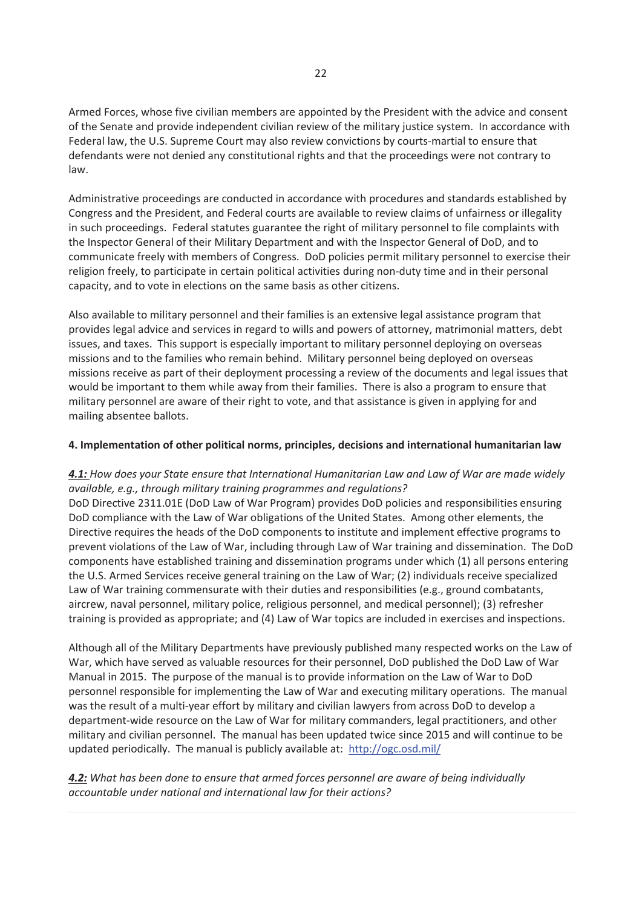Armed Forces, whose five civilian members are appointed by the President with the advice and consent of the Senate and provide independent civilian review of the military justice system. In accordance with Federal law, the U.S. Supreme Court may also review convictions by courts-martial to ensure that defendants were not denied any constitutional rights and that the proceedings were not contrary to law.

Administrative proceedings are conducted in accordance with procedures and standards established by Congress and the President, and Federal courts are available to review claims of unfairness or illegality in such proceedings. Federal statutes guarantee the right of military personnel to file complaints with the Inspector General of their Military Department and with the Inspector General of DoD, and to communicate freely with members of Congress. DoD policies permit military personnel to exercise their religion freely, to participate in certain political activities during non-duty time and in their personal capacity, and to vote in elections on the same basis as other citizens.

Also available to military personnel and their families is an extensive legal assistance program that provides legal advice and services in regard to wills and powers of attorney, matrimonial matters, debt issues, and taxes. This support is especially important to military personnel deploying on overseas missions and to the families who remain behind. Military personnel being deployed on overseas missions receive as part of their deployment processing a review of the documents and legal issues that would be important to them while away from their families. There is also a program to ensure that military personnel are aware of their right to vote, and that assistance is given in applying for and mailing absentee ballots.

**4. Implementation of other political norms, principles, decisions and international humanitarian law**

***4.1:*** *How does your State ensure that International Humanitarian Law and Law of War are made widely available, e.g., through military training programmes and regulations?*

DoD Directive 2311.01E (DoD Law of War Program) provides DoD policies and responsibilities ensuring DoD compliance with the Law of War obligations of the United States. Among other elements, the Directive requires the heads of the DoD components to institute and implement effective programs to prevent violations of the Law of War, including through Law of War training and dissemination. The DoD components have established training and dissemination programs under which (1) all persons entering the U.S. Armed Services receive general training on the Law of War; (2) individuals receive specialized Law of War training commensurate with their duties and responsibilities (e.g., ground combatants, aircrew, naval personnel, military police, religious personnel, and medical personnel); (3) refresher training is provided as appropriate; and (4) Law of War topics are included in exercises and inspections.

Although all of the Military Departments have previously published many respected works on the Law of War, which have served as valuable resources for their personnel, DoD published the DoD Law of War Manual in 2015. The purpose of the manual is to provide information on the Law of War to DoD personnel responsible for implementing the Law of War and executing military operations. The manual was the result of a multi-year effort by military and civilian lawyers from across DoD to develop a department-wide resource on the Law of War for military commanders, legal practitioners, and other military and civilian personnel. The manual has been updated twice since 2015 and will continue to be updated periodically. The manual is publicly available at: [http://ogc.osd.mil/](http://ogc.osd.mil/)

***4.2:*** *What has been done to ensure that armed forces personnel are aware of being individually accountable under national and international law for their actions?*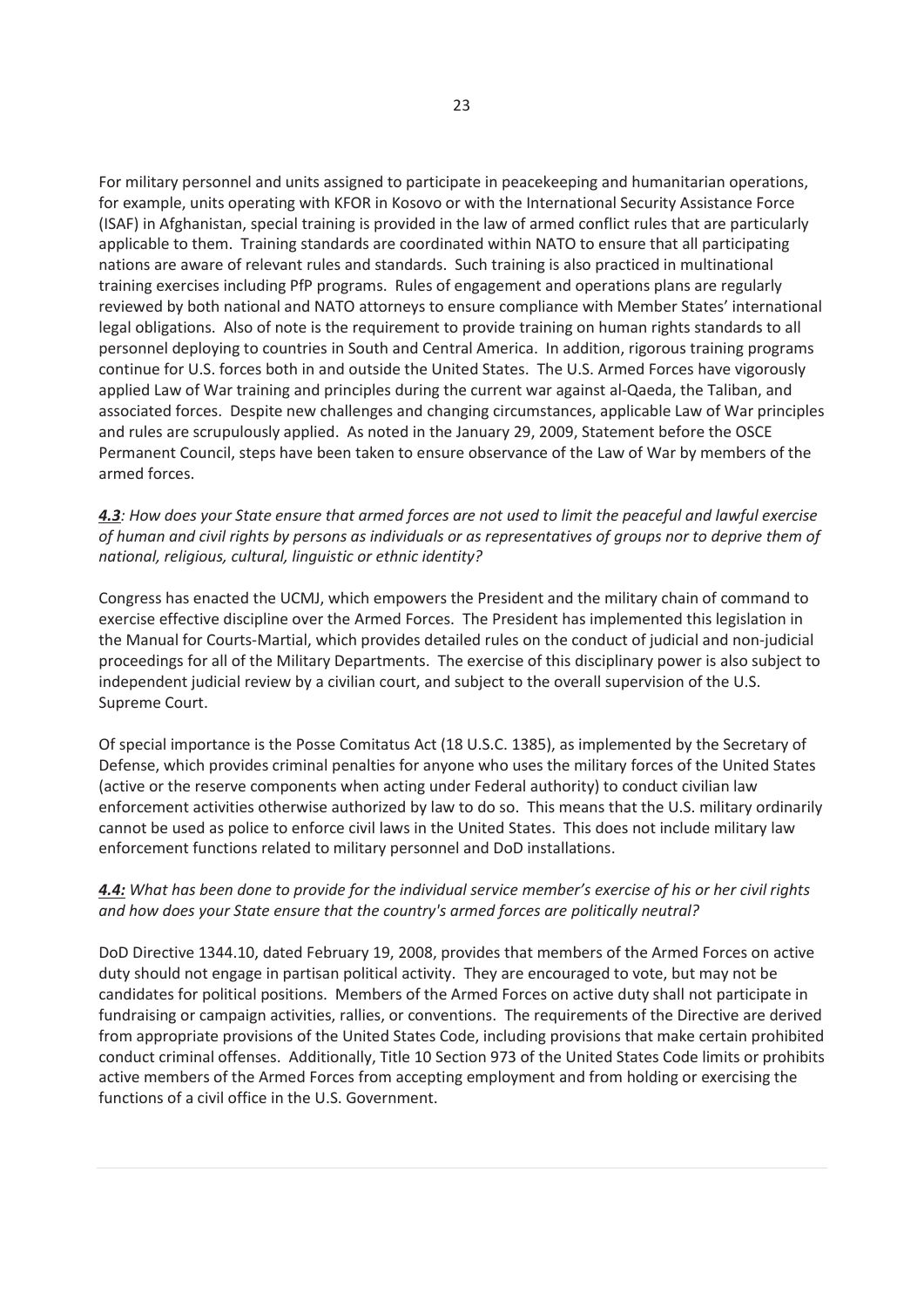For military personnel and units assigned to participate in peacekeeping and humanitarian operations, for example, units operating with KFOR in Kosovo or with the International Security Assistance Force (ISAF) in Afghanistan, special training is provided in the law of armed conflict rules that are particularly applicable to them. Training standards are coordinated within NATO to ensure that all participating nations are aware of relevant rules and standards. Such training is also practiced in multinational training exercises including PfP programs. Rules of engagement and operations plans are regularly reviewed by both national and NATO attorneys to ensure compliance with Member States' international legal obligations. Also of note is the requirement to provide training on human rights standards to all personnel deploying to countries in South and Central America. In addition, rigorous training programs continue for U.S. forces both in and outside the United States. The U.S. Armed Forces have vigorously applied Law of War training and principles during the current war against al-Qaeda, the Taliban, and associated forces. Despite new challenges and changing circumstances, applicable Law of War principles and rules are scrupulously applied. As noted in the January 29, 2009, Statement before the OSCE Permanent Council, steps have been taken to ensure observance of the Law of War by members of the armed forces.

***4.3**: How does your State ensure that armed forces are not used to limit the peaceful and lawful exercise of human and civil rights by persons as individuals or as representatives of groups nor to deprive them of national, religious, cultural, linguistic or ethnic identity?*

Congress has enacted the UCMJ, which empowers the President and the military chain of command to exercise effective discipline over the Armed Forces. The President has implemented this legislation in the Manual for Courts-Martial, which provides detailed rules on the conduct of judicial and non-judicial proceedings for all of the Military Departments. The exercise of this disciplinary power is also subject to independent judicial review by a civilian court, and subject to the overall supervision of the U.S. Supreme Court.

Of special importance is the Posse Comitatus Act (18 U.S.C. 1385), as implemented by the Secretary of Defense, which provides criminal penalties for anyone who uses the military forces of the United States (active or the reserve components when acting under Federal authority) to conduct civilian law enforcement activities otherwise authorized by law to do so. This means that the U.S. military ordinarily cannot be used as police to enforce civil laws in the United States. This does not include military law enforcement functions related to military personnel and DoD installations.

***4.4:** What has been done to provide for the individual service member's exercise of his or her civil rights and how does your State ensure that the country's armed forces are politically neutral?*

DoD Directive 1344.10, dated February 19, 2008, provides that members of the Armed Forces on active duty should not engage in partisan political activity. They are encouraged to vote, but may not be candidates for political positions. Members of the Armed Forces on active duty shall not participate in fundraising or campaign activities, rallies, or conventions. The requirements of the Directive are derived from appropriate provisions of the United States Code, including provisions that make certain prohibited conduct criminal offenses. Additionally, Title 10 Section 973 of the United States Code limits or prohibits active members of the Armed Forces from accepting employment and from holding or exercising the functions of a civil office in the U.S. Government.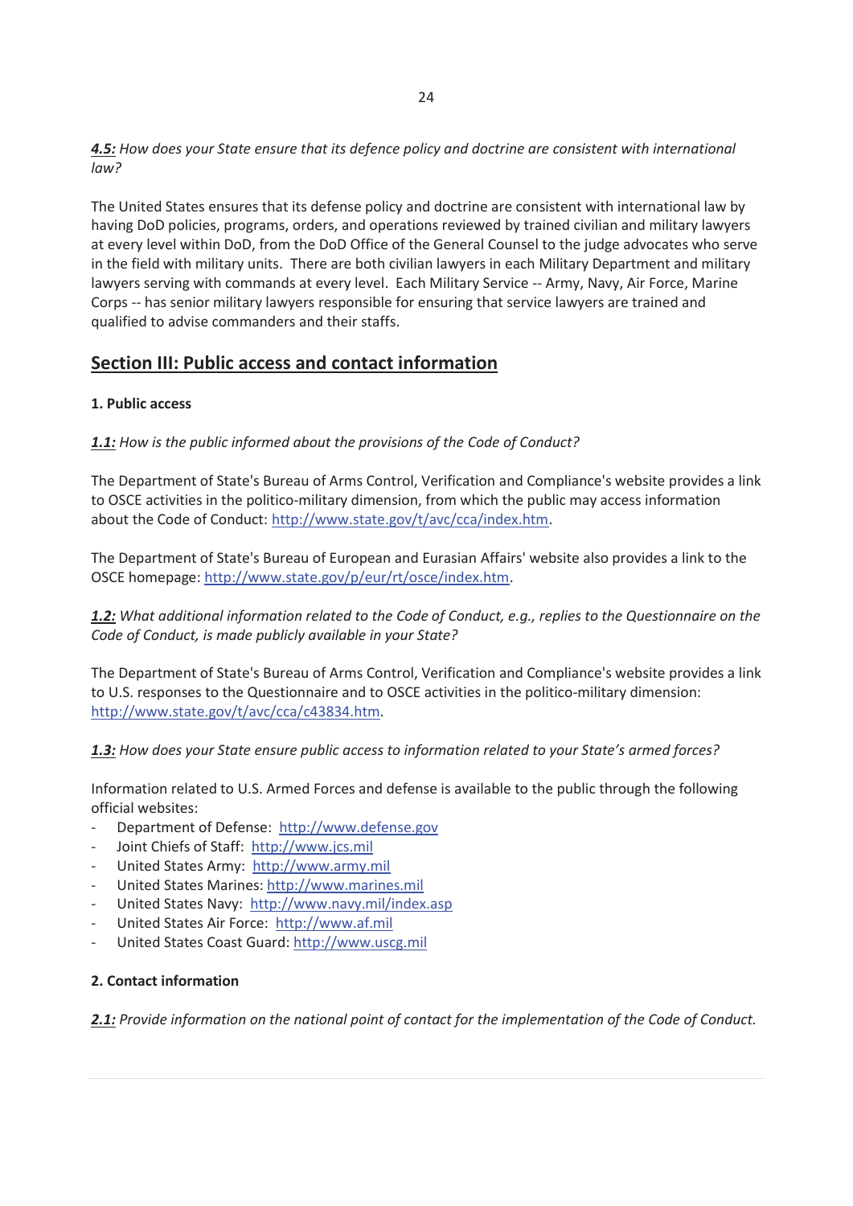***4.5:*** *How does your State ensure that its defence policy and doctrine are consistent with international law?*

The United States ensures that its defense policy and doctrine are consistent with international law by having DoD policies, programs, orders, and operations reviewed by trained civilian and military lawyers at every level within DoD, from the DoD Office of the General Counsel to the judge advocates who serve in the field with military units. There are both civilian lawyers in each Military Department and military lawyers serving with commands at every level. Each Military Service -- Army, Navy, Air Force, Marine Corps -- has senior military lawyers responsible for ensuring that service lawyers are trained and qualified to advise commanders and their staffs.

## Section III: Public access and contact information

### 1. Public access

***1.1:*** *How is the public informed about the provisions of the Code of Conduct?*

The Department of State's Bureau of Arms Control, Verification and Compliance's website provides a link to OSCE activities in the politico-military dimension, from which the public may access information about the Code of Conduct: http://www.state.gov/t/avc/cca/index.htm.

The Department of State's Bureau of European and Eurasian Affairs' website also provides a link to the OSCE homepage: http://www.state.gov/p/eur/rt/osce/index.htm.

***1.2:*** *What additional information related to the Code of Conduct, e.g., replies to the Questionnaire on the Code of Conduct, is made publicly available in your State?*

The Department of State's Bureau of Arms Control, Verification and Compliance's website provides a link to U.S. responses to the Questionnaire and to OSCE activities in the politico-military dimension: http://www.state.gov/t/avc/cca/c43834.htm.

***1.3:*** *How does your State ensure public access to information related to your State's armed forces?*

Information related to U.S. Armed Forces and defense is available to the public through the following official websites:

- Department of Defense: http://www.defense.gov
- Joint Chiefs of Staff: http://www.jcs.mil
- United States Army: http://www.army.mil
- United States Marines: http://www.marines.mil
- United States Navy: http://www.navy.mil/index.asp
- United States Air Force: http://www.af.mil
- United States Coast Guard: http://www.uscg.mil

### 2. Contact information

***2.1:*** *Provide information on the national point of contact for the implementation of the Code of Conduct.*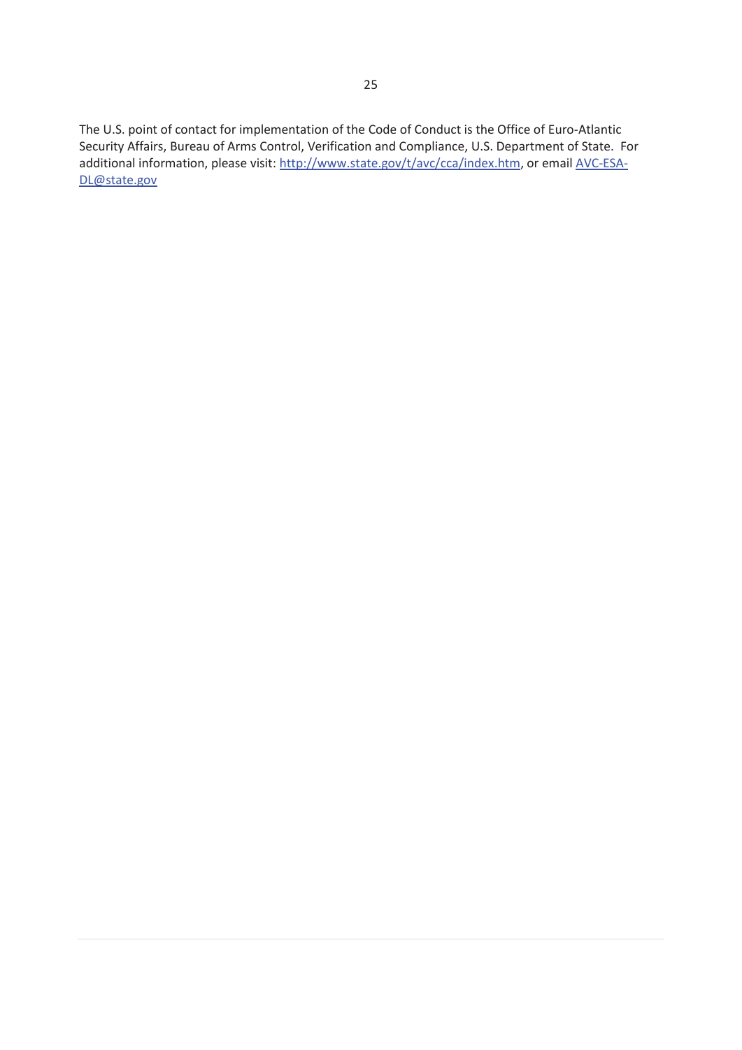The U.S. point of contact for implementation of the Code of Conduct is the Office of Euro-Atlantic Security Affairs, Bureau of Arms Control, Verification and Compliance, U.S. Department of State. For additional information, please visit: [http://www.state.gov/t/avc/cca/index.htm](http://www.state.gov/t/avc/cca/index.htm), or email [AVC-ESA-DL@state.gov](mailto:AVC-ESA-DL@state.gov)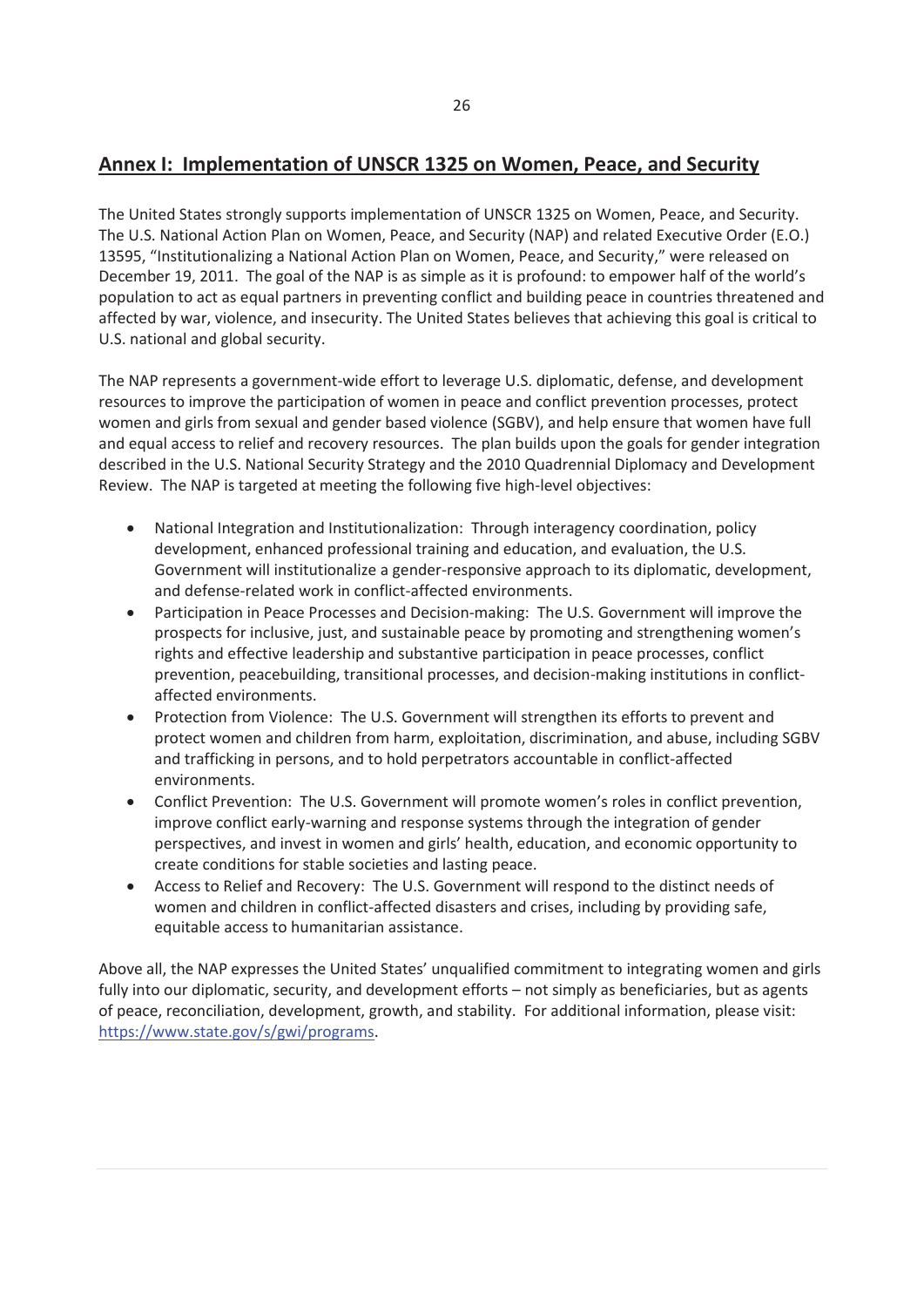## Annex I: Implementation of UNSCR 1325 on Women, Peace, and Security

The United States strongly supports implementation of UNSCR 1325 on Women, Peace, and Security. The U.S. National Action Plan on Women, Peace, and Security (NAP) and related Executive Order (E.O.) 13595, "Institutionalizing a National Action Plan on Women, Peace, and Security," were released on December 19, 2011. The goal of the NAP is as simple as it is profound: to empower half of the world's population to act as equal partners in preventing conflict and building peace in countries threatened and affected by war, violence, and insecurity. The United States believes that achieving this goal is critical to U.S. national and global security.

The NAP represents a government-wide effort to leverage U.S. diplomatic, defense, and development resources to improve the participation of women in peace and conflict prevention processes, protect women and girls from sexual and gender based violence (SGBV), and help ensure that women have full and equal access to relief and recovery resources. The plan builds upon the goals for gender integration described in the U.S. National Security Strategy and the 2010 Quadrennial Diplomacy and Development Review. The NAP is targeted at meeting the following five high-level objectives:

- National Integration and Institutionalization: Through interagency coordination, policy development, enhanced professional training and education, and evaluation, the U.S. Government will institutionalize a gender-responsive approach to its diplomatic, development, and defense-related work in conflict-affected environments.
- Participation in Peace Processes and Decision-making: The U.S. Government will improve the prospects for inclusive, just, and sustainable peace by promoting and strengthening women's rights and effective leadership and substantive participation in peace processes, conflict prevention, peacebuilding, transitional processes, and decision-making institutions in conflict-affected environments.
- Protection from Violence: The U.S. Government will strengthen its efforts to prevent and protect women and children from harm, exploitation, discrimination, and abuse, including SGBV and trafficking in persons, and to hold perpetrators accountable in conflict-affected environments.
- Conflict Prevention: The U.S. Government will promote women's roles in conflict prevention, improve conflict early-warning and response systems through the integration of gender perspectives, and invest in women and girls' health, education, and economic opportunity to create conditions for stable societies and lasting peace.
- Access to Relief and Recovery: The U.S. Government will respond to the distinct needs of women and children in conflict-affected disasters and crises, including by providing safe, equitable access to humanitarian assistance.

Above all, the NAP expresses the United States' unqualified commitment to integrating women and girls fully into our diplomatic, security, and development efforts – not simply as beneficiaries, but as agents of peace, reconciliation, development, growth, and stability. For additional information, please visit: https://www.state.gov/s/gwi/programs.